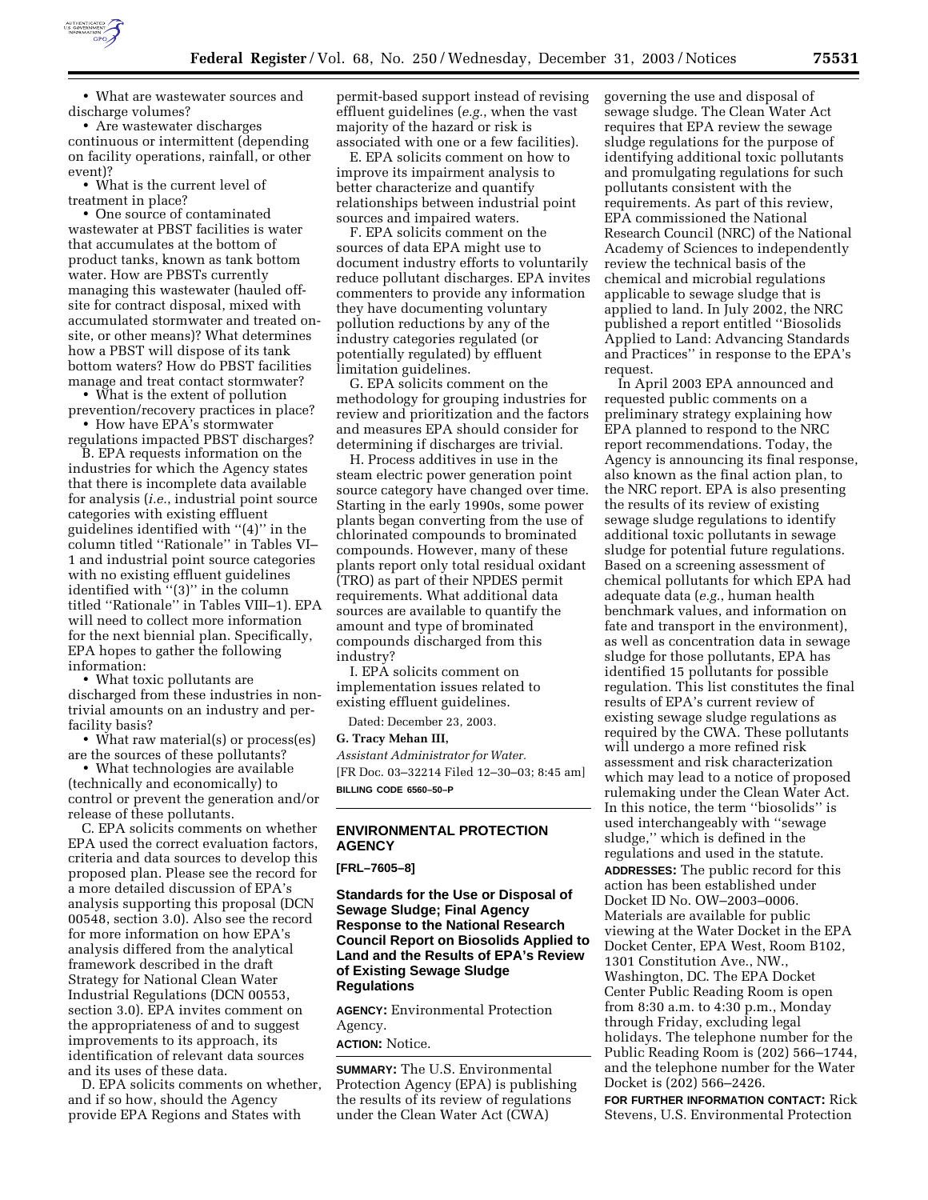• What are wastewater sources and discharge volumes?

• Are wastewater discharges continuous or intermittent (depending on facility operations, rainfall, or other event)?

• What is the current level of treatment in place?

• One source of contaminated wastewater at PBST facilities is water that accumulates at the bottom of product tanks, known as tank bottom water. How are PBSTs currently managing this wastewater (hauled off-site for contract disposal, mixed with accumulated stormwater and treated on-site, or other means)? What determines how a PBST will dispose of its tank bottom waters? How do PBST facilities manage and treat contact stormwater?

• What is the extent of pollution prevention/recovery practices in place?

• How have EPA's stormwater regulations impacted PBST discharges?

B. EPA requests information on the industries for which the Agency states that there is incomplete data available for analysis (*i.e.*, industrial point source categories with existing effluent guidelines identified with ''(4)'' in the column titled ''Rationale'' in Tables VI–1 and industrial point source categories with no existing effluent guidelines identified with ''(3)'' in the column titled ''Rationale'' in Tables VIII–1). EPA will need to collect more information for the next biennial plan. Specifically, EPA hopes to gather the following information:

• What toxic pollutants are discharged from these industries in non-trivial amounts on an industry and per-facility basis?

• What raw material(s) or process(es) are the sources of these pollutants?

• What technologies are available (technically and economically) to control or prevent the generation and/or release of these pollutants.

C. EPA solicits comments on whether EPA used the correct evaluation factors, criteria and data sources to develop this proposed plan. Please see the record for a more detailed discussion of EPA's analysis supporting this proposal (DCN 00548, section 3.0). Also see the record for more information on how EPA's analysis differed from the analytical framework described in the draft Strategy for National Clean Water Industrial Regulations (DCN 00553, section 3.0). EPA invites comment on the appropriateness of and to suggest improvements to its approach, its identification of relevant data sources and its uses of these data.

D. EPA solicits comments on whether, and if so how, should the Agency provide EPA Regions and States with permit-based support instead of revising effluent guidelines (*e.g.*, when the vast majority of the hazard or risk is associated with one or a few facilities).

E. EPA solicits comment on how to improve its impairment analysis to better characterize and quantify relationships between industrial point sources and impaired waters.

F. EPA solicits comment on the sources of data EPA might use to document industry efforts to voluntarily reduce pollutant discharges. EPA invites commenters to provide any information they have documenting voluntary pollution reductions by any of the industry categories regulated (or potentially regulated) by effluent limitation guidelines.

G. EPA solicits comment on the methodology for grouping industries for review and prioritization and the factors and measures EPA should consider for determining if discharges are trivial.

H. Process additives in use in the steam electric power generation point source category have changed over time. Starting in the early 1990s, some power plants began converting from the use of chlorinated compounds to brominated compounds. However, many of these plants report only total residual oxidant (TRO) as part of their NPDES permit requirements. What additional data sources are available to quantify the amount and type of brominated compounds discharged from this industry?

I. EPA solicits comment on implementation issues related to existing effluent guidelines.

Dated: December 23, 2003.

**G. Tracy Mehan III,**

*Assistant Administrator for Water.*

[FR Doc. 03–32214 Filed 12–30–03; 8:45 am]

**BILLING CODE 6560–50–P**

---

## ENVIRONMENTAL PROTECTION AGENCY

**[FRL–7605–8]**

### Standards for the Use or Disposal of Sewage Sludge; Final Agency Response to the National Research Council Report on Biosolids Applied to Land and the Results of EPA's Review of Existing Sewage Sludge Regulations

**AGENCY:** Environmental Protection Agency.

**ACTION:** Notice.

**SUMMARY:** The U.S. Environmental Protection Agency (EPA) is publishing the results of its review of regulations under the Clean Water Act (CWA) governing the use and disposal of sewage sludge. The Clean Water Act requires that EPA review the sewage sludge regulations for the purpose of identifying additional toxic pollutants and promulgating regulations for such pollutants consistent with the requirements. As part of this review, EPA commissioned the National Research Council (NRC) of the National Academy of Sciences to independently review the technical basis of the chemical and microbial regulations applicable to sewage sludge that is applied to land. In July 2002, the NRC published a report entitled ''Biosolids Applied to Land: Advancing Standards and Practices'' in response to the EPA's request.

In April 2003 EPA announced and requested public comments on a preliminary strategy explaining how EPA planned to respond to the NRC report recommendations. Today, the Agency is announcing its final response, also known as the final action plan, to the NRC report. EPA is also presenting the results of its review of existing sewage sludge regulations to identify additional toxic pollutants in sewage sludge for potential future regulations. Based on a screening assessment of chemical pollutants for which EPA had adequate data (*e.g.*, human health benchmark values, and information on fate and transport in the environment), as well as concentration data in sewage sludge for those pollutants, EPA has identified 15 pollutants for possible regulation. This list constitutes the final results of EPA's current review of existing sewage sludge regulations as required by the CWA. These pollutants will undergo a more refined risk assessment and risk characterization which may lead to a notice of proposed rulemaking under the Clean Water Act. In this notice, the term ''biosolids'' is used interchangeably with ''sewage sludge,'' which is defined in the regulations and used in the statute.

**ADDRESSES:** The public record for this action has been established under Docket ID No. OW–2003–0006. Materials are available for public viewing at the Water Docket in the EPA Docket Center, EPA West, Room B102, 1301 Constitution Ave., NW., Washington, DC. The EPA Docket Center Public Reading Room is open from 8:30 a.m. to 4:30 p.m., Monday through Friday, excluding legal holidays. The telephone number for the Public Reading Room is (202) 566–1744, and the telephone number for the Water Docket is (202) 566–2426.

**FOR FURTHER INFORMATION CONTACT:** Rick Stevens, U.S. Environmental Protection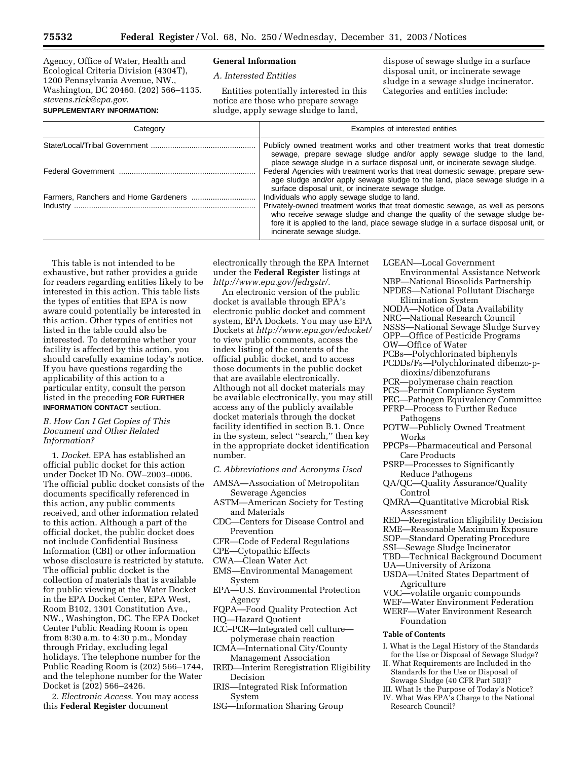Agency, Office of Water, Health and Ecological Criteria Division (4304T), 1200 Pennsylvania Avenue, NW., Washington, DC 20460. (202) 566–1135. *stevens.rick@epa.gov*.

**SUPPLEMENTARY INFORMATION:**

## General Information

### *A. Interested Entities*

Entities potentially interested in this notice are those who prepare sewage sludge, apply sewage sludge to land, dispose of sewage sludge in a surface disposal unit, or incinerate sewage sludge in a sewage sludge incinerator. Categories and entities include:

| Category | Examples of interested entities |
|---|---|
| State/Local/Tribal Government | Publicly owned treatment works and other treatment works that treat domestic sewage, prepare sewage sludge and/or apply sewage sludge to the land, place sewage sludge in a surface disposal unit, or incinerate sewage sludge. |
| Federal Government | Federal Agencies with treatment works that treat domestic sewage, prepare sewage sludge and/or apply sewage sludge to the land, place sewage sludge in a surface disposal unit, or incinerate sewage sludge. |
| Farmers, Ranchers and Home Gardeners | Individuals who apply sewage sludge to land. |
| Industry | Privately-owned treatment works that treat domestic sewage, as well as persons who receive sewage sludge and change the quality of the sewage sludge before it is applied to the land, place sewage sludge in a surface disposal unit, or incinerate sewage sludge. |

This table is not intended to be exhaustive, but rather provides a guide for readers regarding entities likely to be interested in this action. This table lists the types of entities that EPA is now aware could potentially be interested in this action. Other types of entities not listed in the table could also be interested. To determine whether your facility is affected by this action, you should carefully examine today's notice. If you have questions regarding the applicability of this action to a particular entity, consult the person listed in the preceding **FOR FURTHER INFORMATION CONTACT** section.

### *B. How Can I Get Copies of This Document and Other Related Information?*

1. *Docket*. EPA has established an official public docket for this action under Docket ID No. OW–2003–0006. The official public docket consists of the documents specifically referenced in this action, any public comments received, and other information related to this action. Although a part of the official docket, the public docket does not include Confidential Business Information (CBI) or other information whose disclosure is restricted by statute. The official public docket is the collection of materials that is available for public viewing at the Water Docket in the EPA Docket Center, EPA West, Room B102, 1301 Constitution Ave., NW., Washington, DC. The EPA Docket Center Public Reading Room is open from 8:30 a.m. to 4:30 p.m., Monday through Friday, excluding legal holidays. The telephone number for the Public Reading Room is (202) 566–1744, and the telephone number for the Water Docket is (202) 566–2426.

2. *Electronic Access*. You may access this **Federal Register** document electronically through the EPA Internet under the **Federal Register** listings at *http://www.epa.gov/fedrgstr/*.

An electronic version of the public docket is available through EPA's electronic public docket and comment system, EPA Dockets. You may use EPA Dockets at *http://www.epa.gov/edocket/* to view public comments, access the index listing of the contents of the official public docket, and to access those documents in the public docket that are available electronically. Although not all docket materials may be available electronically, you may still access any of the publicly available docket materials through the docket facility identified in section B.1. Once in the system, select "search," then key in the appropriate docket identification number.

### *C. Abbreviations and Acronyms Used*

AMSA—Association of Metropolitan Sewerage Agencies
ASTM—American Society for Testing and Materials
CDC—Centers for Disease Control and Prevention
CFR—Code of Federal Regulations
CPE—Cytopathic Effects
CWA—Clean Water Act
EMS—Environmental Management System
EPA—U.S. Environmental Protection Agency
FQPA—Food Quality Protection Act
HQ—Hazard Quotient
ICC–PCR—Integrated cell culture—polymerase chain reaction
ICMA—International City/County Management Association
IRED—Interim Reregistration Eligibility Decision
IRIS—Integrated Risk Information System
ISG—Information Sharing Group
LGEAN—Local Government Environmental Assistance Network
NBP—National Biosolids Partnership
NPDES—National Pollutant Discharge Elimination System
NODA—Notice of Data Availability
NRC—National Research Council
NSSS—National Sewage Sludge Survey
OPP—Office of Pesticide Programs
OW—Office of Water
PCBs—Polychlorinated biphenyls
PCDDs/Fs—Polychlorinated dibenzo-p-dioxins/dibenzofurans
PCR—polymerase chain reaction
PCS—Permit Compliance System
PEC—Pathogen Equivalency Committee
PFRP—Process to Further Reduce Pathogens
POTW—Publicly Owned Treatment Works
PPCPs—Pharmaceutical and Personal Care Products
PSRP—Processes to Significantly Reduce Pathogens
QA/QC—Quality Assurance/Quality Control
QMRA—Quantitative Microbial Risk Assessment
RED—Reregistration Eligibility Decision
RME—Reasonable Maximum Exposure
SOP—Standard Operating Procedure
SSI—Sewage Sludge Incinerator
TBD—Technical Background Document
UA—University of Arizona
USDA—United States Department of Agriculture
VOC—volatile organic compounds
WEF—Water Environment Federation
WERF—Water Environment Research Foundation

#### Table of Contents

I. What is the Legal History of the Standards for the Use or Disposal of Sewage Sludge?
II. What Requirements are Included in the Standards for the Use or Disposal of Sewage Sludge (40 CFR Part 503)?
III. What Is the Purpose of Today's Notice?
IV. What Was EPA's Charge to the National Research Council?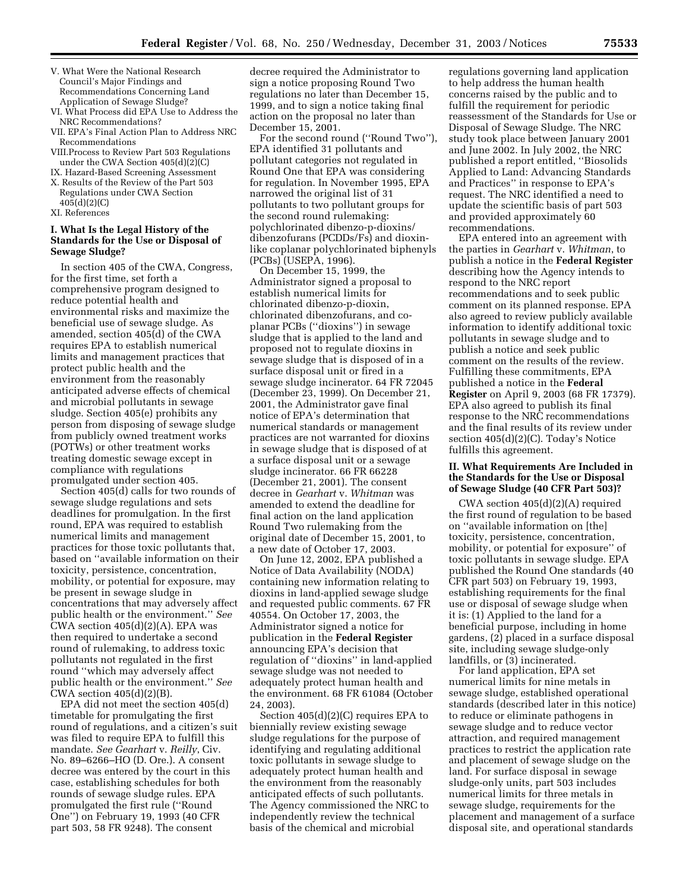V. What Were the National Research Council's Major Findings and Recommendations Concerning Land Application of Sewage Sludge?
VI. What Process did EPA Use to Address the NRC Recommendations?
VII. EPA's Final Action Plan to Address NRC Recommendations
VIII. Process to Review Part 503 Regulations under the CWA Section 405(d)(2)(C)
IX. Hazard-Based Screening Assessment
X. Results of the Review of the Part 503 Regulations under CWA Section 405(d)(2)(C)
XI. References

## I. What Is the Legal History of the Standards for the Use or Disposal of Sewage Sludge?

In section 405 of the CWA, Congress, for the first time, set forth a comprehensive program designed to reduce potential health and environmental risks and maximize the beneficial use of sewage sludge. As amended, section 405(d) of the CWA requires EPA to establish numerical limits and management practices that protect public health and the environment from the reasonably anticipated adverse effects of chemical and microbial pollutants in sewage sludge. Section 405(e) prohibits any person from disposing of sewage sludge from publicly owned treatment works (POTWs) or other treatment works treating domestic sewage except in compliance with regulations promulgated under section 405.

Section 405(d) calls for two rounds of sewage sludge regulations and sets deadlines for promulgation. In the first round, EPA was required to establish numerical limits and management practices for those toxic pollutants that, based on ''available information on their toxicity, persistence, concentration, mobility, or potential for exposure, may be present in sewage sludge in concentrations that may adversely affect public health or the environment.'' *See* CWA section 405(d)(2)(A). EPA was then required to undertake a second round of rulemaking, to address toxic pollutants not regulated in the first round ''which may adversely affect public health or the environment.'' *See* CWA section 405(d)(2)(B).

EPA did not meet the section 405(d) timetable for promulgating the first round of regulations, and a citizen's suit was filed to require EPA to fulfill this mandate. *See Gearhart* v. *Reilly*, Civ. No. 89–6266–HO (D. Ore.). A consent decree was entered by the court in this case, establishing schedules for both rounds of sewage sludge rules. EPA promulgated the first rule (''Round One'') on February 19, 1993 (40 CFR part 503, 58 FR 9248). The consent decree required the Administrator to sign a notice proposing Round Two regulations no later than December 15, 1999, and to sign a notice taking final action on the proposal no later than December 15, 2001.

For the second round (''Round Two''), EPA identified 31 pollutants and pollutant categories not regulated in Round One that EPA was considering for regulation. In November 1995, EPA narrowed the original list of 31 pollutants to two pollutant groups for the second round rulemaking: polychlorinated dibenzo-p-dioxins/dibenzofurans (PCDDs/Fs) and dioxin-like coplanar polychlorinated biphenyls (PCBs) (USEPA, 1996).

On December 15, 1999, the Administrator signed a proposal to establish numerical limits for chlorinated dibenzo-p-dioxin, chlorinated dibenzofurans, and co-planar PCBs (''dioxins'') in sewage sludge that is applied to the land and proposed not to regulate dioxins in sewage sludge that is disposed of in a surface disposal unit or fired in a sewage sludge incinerator. 64 FR 72045 (December 23, 1999). On December 21, 2001, the Administrator gave final notice of EPA's determination that numerical standards or management practices are not warranted for dioxins in sewage sludge that is disposed of at a surface disposal unit or a sewage sludge incinerator. 66 FR 66228 (December 21, 2001). The consent decree in *Gearhart* v. *Whitman* was amended to extend the deadline for final action on the land application Round Two rulemaking from the original date of December 15, 2001, to a new date of October 17, 2003.

On June 12, 2002, EPA published a Notice of Data Availability (NODA) containing new information relating to dioxins in land-applied sewage sludge and requested public comments. 67 FR 40554. On October 17, 2003, the Administrator signed a notice for publication in the **Federal Register** announcing EPA's decision that regulation of ''dioxins'' in land-applied sewage sludge was not needed to adequately protect human health and the environment. 68 FR 61084 (October 24, 2003).

Section 405(d)(2)(C) requires EPA to biennially review existing sewage sludge regulations for the purpose of identifying and regulating additional toxic pollutants in sewage sludge to adequately protect human health and the environment from the reasonably anticipated effects of such pollutants. The Agency commissioned the NRC to independently review the technical basis of the chemical and microbial regulations governing land application to help address the human health concerns raised by the public and to fulfill the requirement for periodic reassessment of the Standards for Use or Disposal of Sewage Sludge. The NRC study took place between January 2001 and June 2002. In July 2002, the NRC published a report entitled, ''Biosolids Applied to Land: Advancing Standards and Practices'' in response to EPA's request. The NRC identified a need to update the scientific basis of part 503 and provided approximately 60 recommendations.

EPA entered into an agreement with the parties in *Gearhart* v. *Whitman*, to publish a notice in the **Federal Register** describing how the Agency intends to respond to the NRC report recommendations and to seek public comment on its planned response. EPA also agreed to review publicly available information to identify additional toxic pollutants in sewage sludge and to publish a notice and seek public comment on the results of the review. Fulfilling these commitments, EPA published a notice in the **Federal Register** on April 9, 2003 (68 FR 17379). EPA also agreed to publish its final response to the NRC recommendations and the final results of its review under section 405(d)(2)(C). Today's Notice fulfills this agreement.

## II. What Requirements Are Included in the Standards for the Use or Disposal of Sewage Sludge (40 CFR Part 503)?

CWA section 405(d)(2)(A) required the first round of regulation to be based on ''available information on [the] toxicity, persistence, concentration, mobility, or potential for exposure'' of toxic pollutants in sewage sludge. EPA published the Round One standards (40 CFR part 503) on February 19, 1993, establishing requirements for the final use or disposal of sewage sludge when it is: (1) Applied to the land for a beneficial purpose, including in home gardens, (2) placed in a surface disposal site, including sewage sludge-only landfills, or (3) incinerated.

For land application, EPA set numerical limits for nine metals in sewage sludge, established operational standards (described later in this notice) to reduce or eliminate pathogens in sewage sludge and to reduce vector attraction, and required management practices to restrict the application rate and placement of sewage sludge on the land. For surface disposal in sewage sludge-only units, part 503 includes numerical limits for three metals in sewage sludge, requirements for the placement and management of a surface disposal site, and operational standards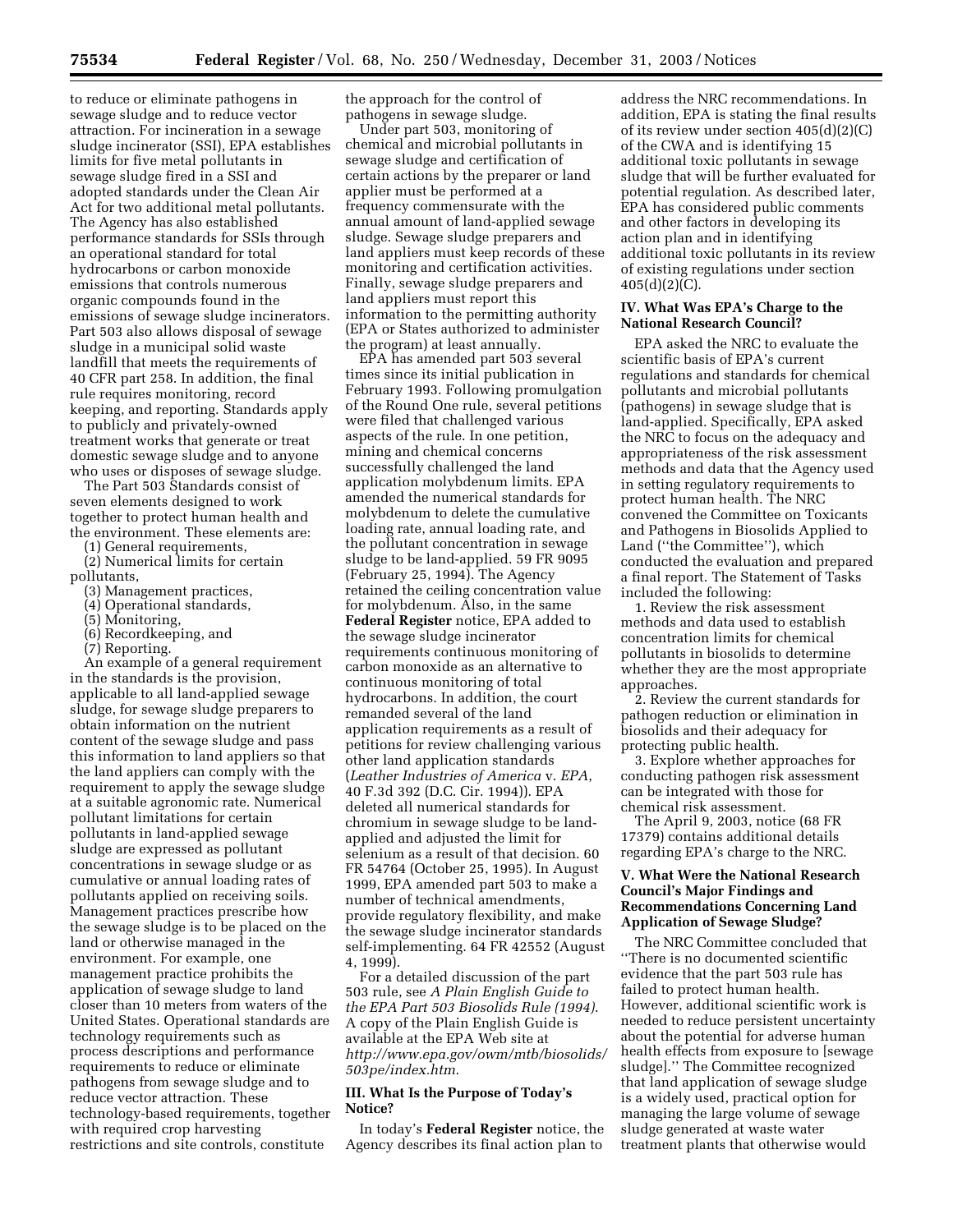to reduce or eliminate pathogens in sewage sludge and to reduce vector attraction. For incineration in a sewage sludge incinerator (SSI), EPA establishes limits for five metal pollutants in sewage sludge fired in a SSI and adopted standards under the Clean Air Act for two additional metal pollutants. The Agency has also established performance standards for SSIs through an operational standard for total hydrocarbons or carbon monoxide emissions that controls numerous organic compounds found in the emissions of sewage sludge incinerators. Part 503 also allows disposal of sewage sludge in a municipal solid waste landfill that meets the requirements of 40 CFR part 258. In addition, the final rule requires monitoring, record keeping, and reporting. Standards apply to publicly and privately-owned treatment works that generate or treat domestic sewage sludge and to anyone who uses or disposes of sewage sludge.

The Part 503 Standards consist of seven elements designed to work together to protect human health and the environment. These elements are:

(1) General requirements,
(2) Numerical limits for certain pollutants,
(3) Management practices,
(4) Operational standards,
(5) Monitoring,
(6) Recordkeeping, and
(7) Reporting.

An example of a general requirement in the standards is the provision, applicable to all land-applied sewage sludge, for sewage sludge preparers to obtain information on the nutrient content of the sewage sludge and pass this information to land appliers so that the land appliers can comply with the requirement to apply the sewage sludge at a suitable agronomic rate. Numerical pollutant limitations for certain pollutants in land-applied sewage sludge are expressed as pollutant concentrations in sewage sludge or as cumulative or annual loading rates of pollutants applied on receiving soils. Management practices prescribe how the sewage sludge is to be placed on the land or otherwise managed in the environment. For example, one management practice prohibits the application of sewage sludge to land closer than 10 meters from waters of the United States. Operational standards are technology requirements such as process descriptions and performance requirements to reduce or eliminate pathogens from sewage sludge and to reduce vector attraction. These technology-based requirements, together with required crop harvesting restrictions and site controls, constitute the approach for the control of pathogens in sewage sludge.

Under part 503, monitoring of chemical and microbial pollutants in sewage sludge and certification of certain actions by the preparer or land applier must be performed at a frequency commensurate with the annual amount of land-applied sewage sludge. Sewage sludge preparers and land appliers must keep records of these monitoring and certification activities. Finally, sewage sludge preparers and land appliers must report this information to the permitting authority (EPA or States authorized to administer the program) at least annually.

EPA has amended part 503 several times since its initial publication in February 1993. Following promulgation of the Round One rule, several petitions were filed that challenged various aspects of the rule. In one petition, mining and chemical concerns successfully challenged the land application molybdenum limits. EPA amended the numerical standards for molybdenum to delete the cumulative loading rate, annual loading rate, and the pollutant concentration in sewage sludge to be land-applied. 59 FR 9095 (February 25, 1994). The Agency retained the ceiling concentration value for molybdenum. Also, in the same **Federal Register** notice, EPA added to the sewage sludge incinerator requirements continuous monitoring of carbon monoxide as an alternative to continuous monitoring of total hydrocarbons. In addition, the court remanded several of the land application requirements as a result of petitions for review challenging various other land application standards (*Leather Industries of America* v. *EPA*, 40 F.3d 392 (D.C. Cir. 1994)). EPA deleted all numerical standards for chromium in sewage sludge to be land-applied and adjusted the limit for selenium as a result of that decision. 60 FR 54764 (October 25, 1995). In August 1999, EPA amended part 503 to make a number of technical amendments, provide regulatory flexibility, and make the sewage sludge incinerator standards self-implementing. 64 FR 42552 (August 4, 1999).

For a detailed discussion of the part 503 rule, see *A Plain English Guide to the EPA Part 503 Biosolids Rule (1994)*. A copy of the Plain English Guide is available at the EPA Web site at *http://www.epa.gov/owm/mtb/biosolids/503pe/index.htm*.

## III. What Is the Purpose of Today's Notice?

In today's **Federal Register** notice, the Agency describes its final action plan to address the NRC recommendations. In addition, EPA is stating the final results of its review under section 405(d)(2)(C) of the CWA and is identifying 15 additional toxic pollutants in sewage sludge that will be further evaluated for potential regulation. As described later, EPA has considered public comments and other factors in developing its action plan and in identifying additional toxic pollutants in its review of existing regulations under section 405(d)(2)(C).

## IV. What Was EPA's Charge to the National Research Council?

EPA asked the NRC to evaluate the scientific basis of EPA's current regulations and standards for chemical pollutants and microbial pollutants (pathogens) in sewage sludge that is land-applied. Specifically, EPA asked the NRC to focus on the adequacy and appropriateness of the risk assessment methods and data that the Agency used in setting regulatory requirements to protect human health. The NRC convened the Committee on Toxicants and Pathogens in Biosolids Applied to Land ("the Committee"), which conducted the evaluation and prepared a final report. The Statement of Tasks included the following:

1. Review the risk assessment methods and data used to establish concentration limits for chemical pollutants in biosolids to determine whether they are the most appropriate approaches.
2. Review the current standards for pathogen reduction or elimination in biosolids and their adequacy for protecting public health.
3. Explore whether approaches for conducting pathogen risk assessment can be integrated with those for chemical risk assessment.

The April 9, 2003, notice (68 FR 17379) contains additional details regarding EPA's charge to the NRC.

## V. What Were the National Research Council's Major Findings and Recommendations Concerning Land Application of Sewage Sludge?

The NRC Committee concluded that "There is no documented scientific evidence that the part 503 rule has failed to protect human health. However, additional scientific work is needed to reduce persistent uncertainty about the potential for adverse human health effects from exposure to [sewage sludge]." The Committee recognized that land application of sewage sludge is a widely used, practical option for managing the large volume of sewage sludge generated at waste water treatment plants that otherwise would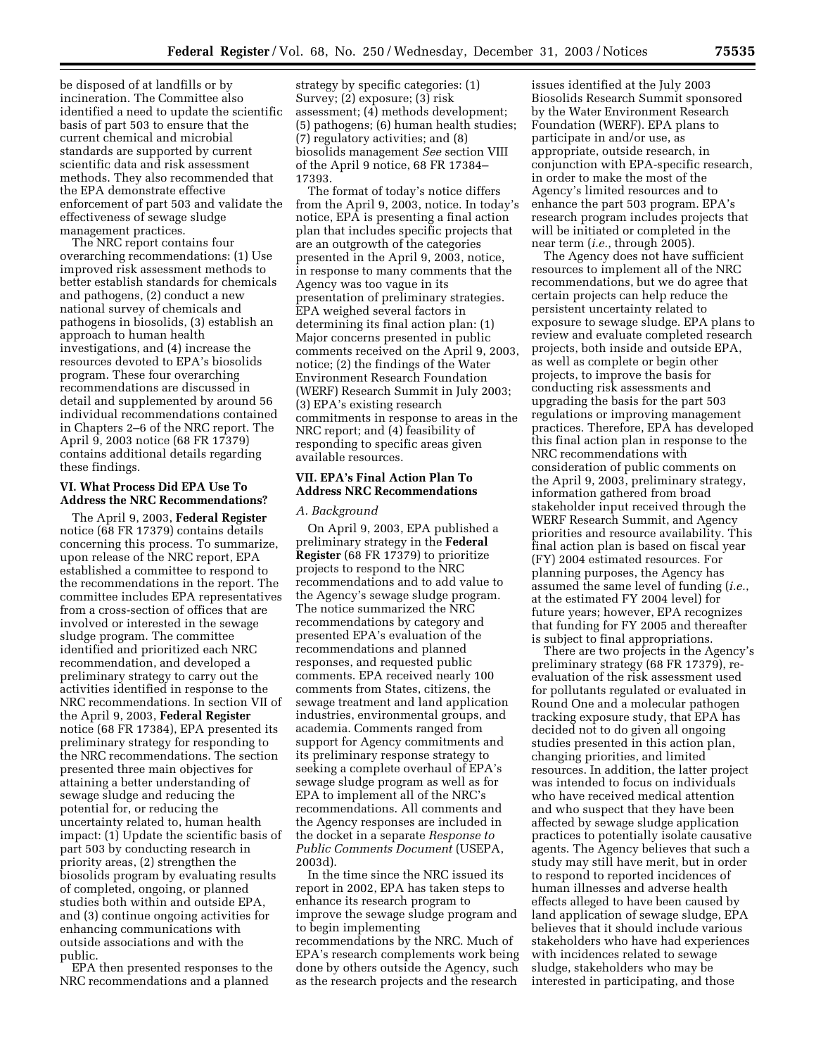be disposed of at landfills or by incineration. The Committee also identified a need to update the scientific basis of part 503 to ensure that the current chemical and microbial standards are supported by current scientific data and risk assessment methods. They also recommended that the EPA demonstrate effective enforcement of part 503 and validate the effectiveness of sewage sludge management practices.

The NRC report contains four overarching recommendations: (1) Use improved risk assessment methods to better establish standards for chemicals and pathogens, (2) conduct a new national survey of chemicals and pathogens in biosolids, (3) establish an approach to human health investigations, and (4) increase the resources devoted to EPA's biosolids program. These four overarching recommendations are discussed in detail and supplemented by around 56 individual recommendations contained in Chapters 2–6 of the NRC report. The April 9, 2003 notice (68 FR 17379) contains additional details regarding these findings.

### VI. What Process Did EPA Use To Address the NRC Recommendations?

The April 9, 2003, **Federal Register** notice (68 FR 17379) contains details concerning this process. To summarize, upon release of the NRC report, EPA established a committee to respond to the recommendations in the report. The committee includes EPA representatives from a cross-section of offices that are involved or interested in the sewage sludge program. The committee identified and prioritized each NRC recommendation, and developed a preliminary strategy to carry out the activities identified in response to the NRC recommendations. In section VII of the April 9, 2003, **Federal Register** notice (68 FR 17384), EPA presented its preliminary strategy for responding to the NRC recommendations. The section presented three main objectives for attaining a better understanding of sewage sludge and reducing the potential for, or reducing the uncertainty related to, human health impact: (1) Update the scientific basis of part 503 by conducting research in priority areas, (2) strengthen the biosolids program by evaluating results of completed, ongoing, or planned studies both within and outside EPA, and (3) continue ongoing activities for enhancing communications with outside associations and with the public.

EPA then presented responses to the NRC recommendations and a planned strategy by specific categories: (1) Survey; (2) exposure; (3) risk assessment; (4) methods development; (5) pathogens; (6) human health studies; (7) regulatory activities; and (8) biosolids management *See* section VIII of the April 9 notice, 68 FR 17384–17393.

The format of today's notice differs from the April 9, 2003, notice. In today's notice, EPA is presenting a final action plan that includes specific projects that are an outgrowth of the categories presented in the April 9, 2003, notice, in response to many comments that the Agency was too vague in its presentation of preliminary strategies. EPA weighed several factors in determining its final action plan: (1) Major concerns presented in public comments received on the April 9, 2003, notice; (2) the findings of the Water Environment Research Foundation (WERF) Research Summit in July 2003; (3) EPA's existing research commitments in response to areas in the NRC report; and (4) feasibility of responding to specific areas given available resources.

### VII. EPA's Final Action Plan To Address NRC Recommendations

#### *A. Background*

On April 9, 2003, EPA published a preliminary strategy in the **Federal Register** (68 FR 17379) to prioritize projects to respond to the NRC recommendations and to add value to the Agency's sewage sludge program. The notice summarized the NRC recommendations by category and presented EPA's evaluation of the recommendations and planned responses, and requested public comments. EPA received nearly 100 comments from States, citizens, the sewage treatment and land application industries, environmental groups, and academia. Comments ranged from support for Agency commitments and its preliminary response strategy to seeking a complete overhaul of EPA's sewage sludge program as well as for EPA to implement all of the NRC's recommendations. All comments and the Agency responses are included in the docket in a separate *Response to Public Comments Document* (USEPA, 2003d).

In the time since the NRC issued its report in 2002, EPA has taken steps to enhance its research program to improve the sewage sludge program and to begin implementing recommendations by the NRC. Much of EPA's research complements work being done by others outside the Agency, such as the research projects and the research issues identified at the July 2003 Biosolids Research Summit sponsored by the Water Environment Research Foundation (WERF). EPA plans to participate in and/or use, as appropriate, outside research, in conjunction with EPA-specific research, in order to make the most of the Agency's limited resources and to enhance the part 503 program. EPA's research program includes projects that will be initiated or completed in the near term (*i.e.*, through 2005).

The Agency does not have sufficient resources to implement all of the NRC recommendations, but we do agree that certain projects can help reduce the persistent uncertainty related to exposure to sewage sludge. EPA plans to review and evaluate completed research projects, both inside and outside EPA, as well as complete or begin other projects, to improve the basis for conducting risk assessments and upgrading the basis for the part 503 regulations or improving management practices. Therefore, EPA has developed this final action plan in response to the NRC recommendations with consideration of public comments on the April 9, 2003, preliminary strategy, information gathered from broad stakeholder input received through the WERF Research Summit, and Agency priorities and resource availability. This final action plan is based on fiscal year (FY) 2004 estimated resources. For planning purposes, the Agency has assumed the same level of funding (*i.e.*, at the estimated FY 2004 level) for future years; however, EPA recognizes that funding for FY 2005 and thereafter is subject to final appropriations.

There are two projects in the Agency's preliminary strategy (68 FR 17379), re-evaluation of the risk assessment used for pollutants regulated or evaluated in Round One and a molecular pathogen tracking exposure study, that EPA has decided not to do given all ongoing studies presented in this action plan, changing priorities, and limited resources. In addition, the latter project was intended to focus on individuals who have received medical attention and who suspect that they have been affected by sewage sludge application practices to potentially isolate causative agents. The Agency believes that such a study may still have merit, but in order to respond to reported incidences of human illnesses and adverse health effects alleged to have been caused by land application of sewage sludge, EPA believes that it should include various stakeholders who have had experiences with incidences related to sewage sludge, stakeholders who may be interested in participating, and those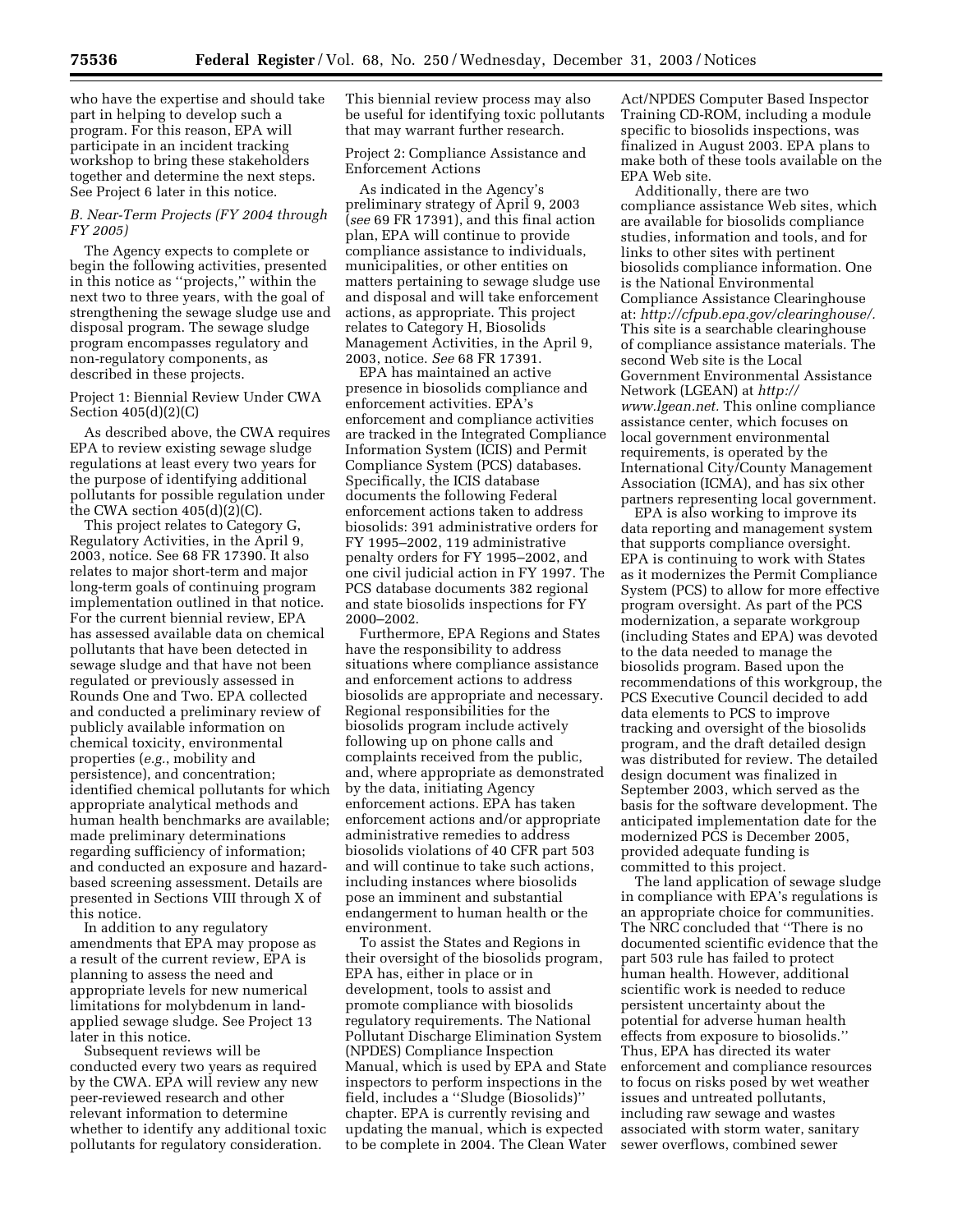who have the expertise and should take part in helping to develop such a program. For this reason, EPA will participate in an incident tracking workshop to bring these stakeholders together and determine the next steps. See Project 6 later in this notice.

### *B. Near-Term Projects (FY 2004 through FY 2005)*

The Agency expects to complete or begin the following activities, presented in this notice as ''projects,'' within the next two to three years, with the goal of strengthening the sewage sludge use and disposal program. The sewage sludge program encompasses regulatory and non-regulatory components, as described in these projects.

#### Project 1: Biennial Review Under CWA Section 405(d)(2)(C)

As described above, the CWA requires EPA to review existing sewage sludge regulations at least every two years for the purpose of identifying additional pollutants for possible regulation under the CWA section 405(d)(2)(C).

This project relates to Category G, Regulatory Activities, in the April 9, 2003, notice. See 68 FR 17390. It also relates to major short-term and major long-term goals of continuing program implementation outlined in that notice. For the current biennial review, EPA has assessed available data on chemical pollutants that have been detected in sewage sludge and that have not been regulated or previously assessed in Rounds One and Two. EPA collected and conducted a preliminary review of publicly available information on chemical toxicity, environmental properties (*e.g.*, mobility and persistence), and concentration; identified chemical pollutants for which appropriate analytical methods and human health benchmarks are available; made preliminary determinations regarding sufficiency of information; and conducted an exposure and hazard-based screening assessment. Details are presented in Sections VIII through X of this notice.

In addition to any regulatory amendments that EPA may propose as a result of the current review, EPA is planning to assess the need and appropriate levels for new numerical limitations for molybdenum in land-applied sewage sludge. See Project 13 later in this notice.

Subsequent reviews will be conducted every two years as required by the CWA. EPA will review any new peer-reviewed research and other relevant information to determine whether to identify any additional toxic pollutants for regulatory consideration. This biennial review process may also be useful for identifying toxic pollutants that may warrant further research.

#### Project 2: Compliance Assistance and Enforcement Actions

As indicated in the Agency's preliminary strategy of April 9, 2003 (*see* 69 FR 17391), and this final action plan, EPA will continue to provide compliance assistance to individuals, municipalities, or other entities on matters pertaining to sewage sludge use and disposal and will take enforcement actions, as appropriate. This project relates to Category H, Biosolids Management Activities, in the April 9, 2003, notice. *See* 68 FR 17391.

EPA has maintained an active presence in biosolids compliance and enforcement activities. EPA's enforcement and compliance activities are tracked in the Integrated Compliance Information System (ICIS) and Permit Compliance System (PCS) databases. Specifically, the ICIS database documents the following Federal enforcement actions taken to address biosolids: 391 administrative orders for FY 1995–2002, 119 administrative penalty orders for FY 1995–2002, and one civil judicial action in FY 1997. The PCS database documents 382 regional and state biosolids inspections for FY 2000–2002.

Furthermore, EPA Regions and States have the responsibility to address situations where compliance assistance and enforcement actions to address biosolids are appropriate and necessary. Regional responsibilities for the biosolids program include actively following up on phone calls and complaints received from the public, and, where appropriate as demonstrated by the data, initiating Agency enforcement actions. EPA has taken enforcement actions and/or appropriate administrative remedies to address biosolids violations of 40 CFR part 503 and will continue to take such actions, including instances where biosolids pose an imminent and substantial endangerment to human health or the environment.

To assist the States and Regions in their oversight of the biosolids program, EPA has, either in place or in development, tools to assist and promote compliance with biosolids regulatory requirements. The National Pollutant Discharge Elimination System (NPDES) Compliance Inspection Manual, which is used by EPA and State inspectors to perform inspections in the field, includes a ''Sludge (Biosolids)'' chapter. EPA is currently revising and updating the manual, which is expected to be complete in 2004. The Clean Water Act/NPDES Computer Based Inspector Training CD-ROM, including a module specific to biosolids inspections, was finalized in August 2003. EPA plans to make both of these tools available on the EPA Web site.

Additionally, there are two compliance assistance Web sites, which are available for biosolids compliance studies, information and tools, and for links to other sites with pertinent biosolids compliance information. One is the National Environmental Compliance Assistance Clearinghouse at: *http://cfpub.epa.gov/clearinghouse/.* This site is a searchable clearinghouse of compliance assistance materials. The second Web site is the Local Government Environmental Assistance Network (LGEAN) at *http://www.lgean.net.* This online compliance assistance center, which focuses on local government environmental requirements, is operated by the International City/County Management Association (ICMA), and has six other partners representing local government.

EPA is also working to improve its data reporting and management system that supports compliance oversight. EPA is continuing to work with States as it modernizes the Permit Compliance System (PCS) to allow for more effective program oversight. As part of the PCS modernization, a separate workgroup (including States and EPA) was devoted to the data needed to manage the biosolids program. Based upon the recommendations of this workgroup, the PCS Executive Council decided to add data elements to PCS to improve tracking and oversight of the biosolids program, and the draft detailed design was distributed for review. The detailed design document was finalized in September 2003, which served as the basis for the software development. The anticipated implementation date for the modernized PCS is December 2005, provided adequate funding is committed to this project.

The land application of sewage sludge in compliance with EPA's regulations is an appropriate choice for communities. The NRC concluded that ''There is no documented scientific evidence that the part 503 rule has failed to protect human health. However, additional scientific work is needed to reduce persistent uncertainty about the potential for adverse human health effects from exposure to biosolids.'' Thus, EPA has directed its water enforcement and compliance resources to focus on risks posed by wet weather issues and untreated pollutants, including raw sewage and wastes associated with storm water, sanitary sewer overflows, combined sewer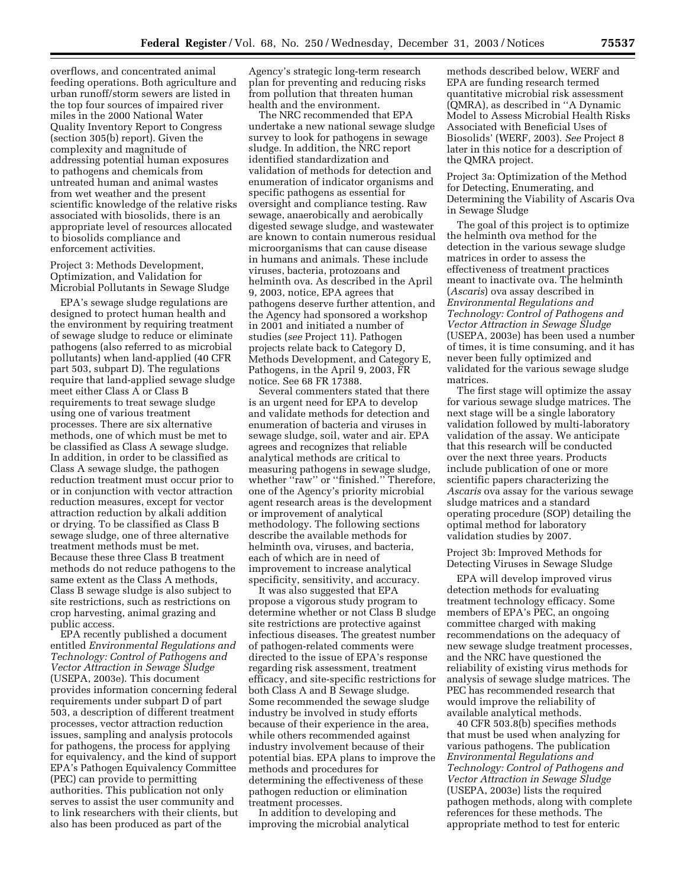overflows, and concentrated animal feeding operations. Both agriculture and urban runoff/storm sewers are listed in the top four sources of impaired river miles in the 2000 National Water Quality Inventory Report to Congress (section 305(b) report). Given the complexity and magnitude of addressing potential human exposures to pathogens and chemicals from untreated human and animal wastes from wet weather and the present scientific knowledge of the relative risks associated with biosolids, there is an appropriate level of resources allocated to biosolids compliance and enforcement activities.

Project 3: Methods Development, Optimization, and Validation for Microbial Pollutants in Sewage Sludge

EPA's sewage sludge regulations are designed to protect human health and the environment by requiring treatment of sewage sludge to reduce or eliminate pathogens (also referred to as microbial pollutants) when land-applied (40 CFR part 503, subpart D). The regulations require that land-applied sewage sludge meet either Class A or Class B requirements to treat sewage sludge using one of various treatment processes. There are six alternative methods, one of which must be met to be classified as Class A sewage sludge. In addition, in order to be classified as Class A sewage sludge, the pathogen reduction treatment must occur prior to or in conjunction with vector attraction reduction measures, except for vector attraction reduction by alkali addition or drying. To be classified as Class B sewage sludge, one of three alternative treatment methods must be met. Because these three Class B treatment methods do not reduce pathogens to the same extent as the Class A methods, Class B sewage sludge is also subject to site restrictions, such as restrictions on crop harvesting, animal grazing and public access.

EPA recently published a document entitled *Environmental Regulations and Technology: Control of Pathogens and Vector Attraction in Sewage Sludge* (USEPA, 2003e). This document provides information concerning federal requirements under subpart D of part 503, a description of different treatment processes, vector attraction reduction issues, sampling and analysis protocols for pathogens, the process for applying for equivalency, and the kind of support EPA's Pathogen Equivalency Committee (PEC) can provide to permitting authorities. This publication not only serves to assist the user community and to link researchers with their clients, but also has been produced as part of the Agency's strategic long-term research plan for preventing and reducing risks from pollution that threaten human health and the environment.

The NRC recommended that EPA undertake a new national sewage sludge survey to look for pathogens in sewage sludge. In addition, the NRC report identified standardization and validation of methods for detection and enumeration of indicator organisms and specific pathogens as essential for oversight and compliance testing. Raw sewage, anaerobically and aerobically digested sewage sludge, and wastewater are known to contain numerous residual microorganisms that can cause disease in humans and animals. These include viruses, bacteria, protozoans and helminth ova. As described in the April 9, 2003, notice, EPA agrees that pathogens deserve further attention, and the Agency had sponsored a workshop in 2001 and initiated a number of studies (*see* Project 11). Pathogen projects relate back to Category D, Methods Development, and Category E, Pathogens, in the April 9, 2003, FR notice. See 68 FR 17388.

Several commenters stated that there is an urgent need for EPA to develop and validate methods for detection and enumeration of bacteria and viruses in sewage sludge, soil, water and air. EPA agrees and recognizes that reliable analytical methods are critical to measuring pathogens in sewage sludge, whether ''raw'' or ''finished.'' Therefore, one of the Agency's priority microbial agent research areas is the development or improvement of analytical methodology. The following sections describe the available methods for helminth ova, viruses, and bacteria, each of which are in need of improvement to increase analytical specificity, sensitivity, and accuracy.

It was also suggested that EPA propose a vigorous study program to determine whether or not Class B sludge site restrictions are protective against infectious diseases. The greatest number of pathogen-related comments were directed to the issue of EPA's response regarding risk assessment, treatment efficacy, and site-specific restrictions for both Class A and B Sewage sludge. Some recommended the sewage sludge industry be involved in study efforts because of their experience in the area, while others recommended against industry involvement because of their potential bias. EPA plans to improve the methods and procedures for determining the effectiveness of these pathogen reduction or elimination treatment processes.

In addition to developing and improving the microbial analytical methods described below, WERF and EPA are funding research termed quantitative microbial risk assessment (QMRA), as described in ''A Dynamic Model to Assess Microbial Health Risks Associated with Beneficial Uses of Biosolids' (WERF, 2003). *See* Project 8 later in this notice for a description of the QMRA project.

Project 3a: Optimization of the Method for Detecting, Enumerating, and Determining the Viability of Ascaris Ova in Sewage Sludge

The goal of this project is to optimize the helminth ova method for the detection in the various sewage sludge matrices in order to assess the effectiveness of treatment practices meant to inactivate ova. The helminth (*Ascaris*) ova assay described in *Environmental Regulations and Technology: Control of Pathogens and Vector Attraction in Sewage Sludge* (USEPA, 2003e) has been used a number of times, it is time consuming, and it has never been fully optimized and validated for the various sewage sludge matrices.

The first stage will optimize the assay for various sewage sludge matrices. The next stage will be a single laboratory validation followed by multi-laboratory validation of the assay. We anticipate that this research will be conducted over the next three years. Products include publication of one or more scientific papers characterizing the *Ascaris* ova assay for the various sewage sludge matrices and a standard operating procedure (SOP) detailing the optimal method for laboratory validation studies by 2007.

Project 3b: Improved Methods for Detecting Viruses in Sewage Sludge

EPA will develop improved virus detection methods for evaluating treatment technology efficacy. Some members of EPA's PEC, an ongoing committee charged with making recommendations on the adequacy of new sewage sludge treatment processes, and the NRC have questioned the reliability of existing virus methods for analysis of sewage sludge matrices. The PEC has recommended research that would improve the reliability of available analytical methods.

40 CFR 503.8(b) specifies methods that must be used when analyzing for various pathogens. The publication *Environmental Regulations and Technology: Control of Pathogens and Vector Attraction in Sewage Sludge* (USEPA, 2003e) lists the required pathogen methods, along with complete references for these methods. The appropriate method to test for enteric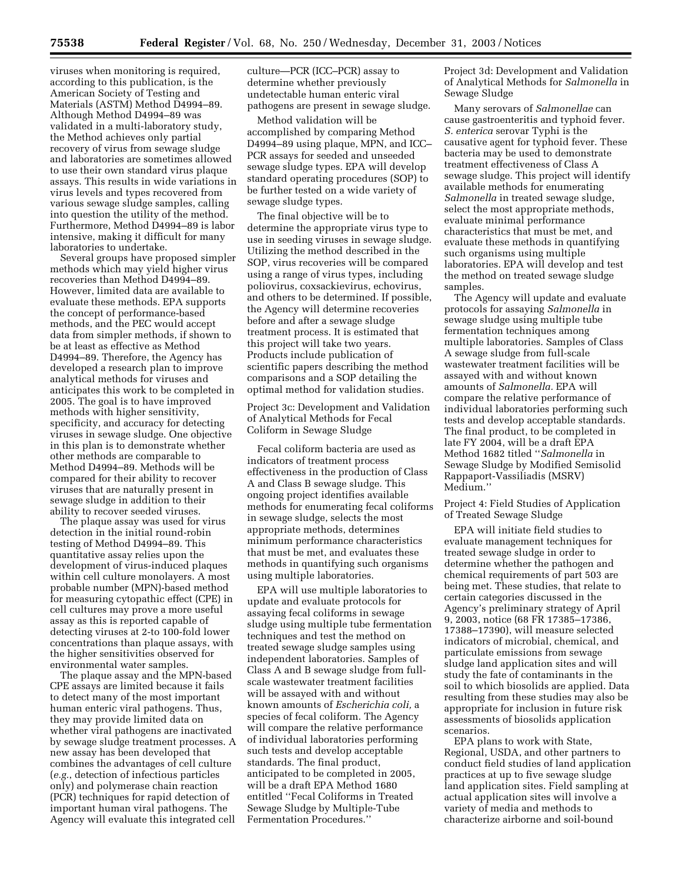viruses when monitoring is required, according to this publication, is the American Society of Testing and Materials (ASTM) Method D4994–89. Although Method D4994–89 was validated in a multi-laboratory study, the Method achieves only partial recovery of virus from sewage sludge and laboratories are sometimes allowed to use their own standard virus plaque assays. This results in wide variations in virus levels and types recovered from various sewage sludge samples, calling into question the utility of the method. Furthermore, Method D4994–89 is labor intensive, making it difficult for many laboratories to undertake.

Several groups have proposed simpler methods which may yield higher virus recoveries than Method D4994–89. However, limited data are available to evaluate these methods. EPA supports the concept of performance-based methods, and the PEC would accept data from simpler methods, if shown to be at least as effective as Method D4994–89. Therefore, the Agency has developed a research plan to improve analytical methods for viruses and anticipates this work to be completed in 2005. The goal is to have improved methods with higher sensitivity, specificity, and accuracy for detecting viruses in sewage sludge. One objective in this plan is to demonstrate whether other methods are comparable to Method D4994–89. Methods will be compared for their ability to recover viruses that are naturally present in sewage sludge in addition to their ability to recover seeded viruses.

The plaque assay was used for virus detection in the initial round-robin testing of Method D4994–89. This quantitative assay relies upon the development of virus-induced plaques within cell culture monolayers. A most probable number (MPN)-based method for measuring cytopathic effect (CPE) in cell cultures may prove a more useful assay as this is reported capable of detecting viruses at 2-to 100-fold lower concentrations than plaque assays, with the higher sensitivities observed for environmental water samples.

The plaque assay and the MPN-based CPE assays are limited because it fails to detect many of the most important human enteric viral pathogens. Thus, they may provide limited data on whether viral pathogens are inactivated by sewage sludge treatment processes. A new assay has been developed that combines the advantages of cell culture (*e.g.*, detection of infectious particles only) and polymerase chain reaction (PCR) techniques for rapid detection of important human viral pathogens. The Agency will evaluate this integrated cell culture—PCR (ICC–PCR) assay to determine whether previously undetectable human enteric viral pathogens are present in sewage sludge.

Method validation will be accomplished by comparing Method D4994–89 using plaque, MPN, and ICC–PCR assays for seeded and unseeded sewage sludge types. EPA will develop standard operating procedures (SOP) to be further tested on a wide variety of sewage sludge types.

The final objective will be to determine the appropriate virus type to use in seeding viruses in sewage sludge. Utilizing the method described in the SOP, virus recoveries will be compared using a range of virus types, including poliovirus, coxsackievirus, echovirus, and others to be determined. If possible, the Agency will determine recoveries before and after a sewage sludge treatment process. It is estimated that this project will take two years. Products include publication of scientific papers describing the method comparisons and a SOP detailing the optimal method for validation studies.

Project 3c: Development and Validation of Analytical Methods for Fecal Coliform in Sewage Sludge

Fecal coliform bacteria are used as indicators of treatment process effectiveness in the production of Class A and Class B sewage sludge. This ongoing project identifies available methods for enumerating fecal coliforms in sewage sludge, selects the most appropriate methods, determines minimum performance characteristics that must be met, and evaluates these methods in quantifying such organisms using multiple laboratories.

EPA will use multiple laboratories to update and evaluate protocols for assaying fecal coliforms in sewage sludge using multiple tube fermentation techniques and test the method on treated sewage sludge samples using independent laboratories. Samples of Class A and B sewage sludge from full-scale wastewater treatment facilities will be assayed with and without known amounts of *Escherichia coli,* a species of fecal coliform. The Agency will compare the relative performance of individual laboratories performing such tests and develop acceptable standards. The final product, anticipated to be completed in 2005, will be a draft EPA Method 1680 entitled ''Fecal Coliforms in Treated Sewage Sludge by Multiple-Tube Fermentation Procedures.''

Project 3d: Development and Validation of Analytical Methods for *Salmonella* in Sewage Sludge

Many serovars of *Salmonellae* can cause gastroenteritis and typhoid fever. *S. enterica* serovar Typhi is the causative agent for typhoid fever. These bacteria may be used to demonstrate treatment effectiveness of Class A sewage sludge. This project will identify available methods for enumerating *Salmonella* in treated sewage sludge, select the most appropriate methods, evaluate minimal performance characteristics that must be met, and evaluate these methods in quantifying such organisms using multiple laboratories. EPA will develop and test the method on treated sewage sludge samples.

The Agency will update and evaluate protocols for assaying *Salmonella* in sewage sludge using multiple tube fermentation techniques among multiple laboratories. Samples of Class A sewage sludge from full-scale wastewater treatment facilities will be assayed with and without known amounts of *Salmonella.* EPA will compare the relative performance of individual laboratories performing such tests and develop acceptable standards. The final product, to be completed in late FY 2004, will be a draft EPA Method 1682 titled ''*Salmonella* in Sewage Sludge by Modified Semisolid Rappaport-Vassiliadis (MSRV) Medium.''

Project 4: Field Studies of Application of Treated Sewage Sludge

EPA will initiate field studies to evaluate management techniques for treated sewage sludge in order to determine whether the pathogen and chemical requirements of part 503 are being met. These studies, that relate to certain categories discussed in the Agency's preliminary strategy of April 9, 2003, notice (68 FR 17385–17386, 17388–17390), will measure selected indicators of microbial, chemical, and particulate emissions from sewage sludge land application sites and will study the fate of contaminants in the soil to which biosolids are applied. Data resulting from these studies may also be appropriate for inclusion in future risk assessments of biosolids application scenarios.

EPA plans to work with State, Regional, USDA, and other partners to conduct field studies of land application practices at up to five sewage sludge land application sites. Field sampling at actual application sites will involve a variety of media and methods to characterize airborne and soil-bound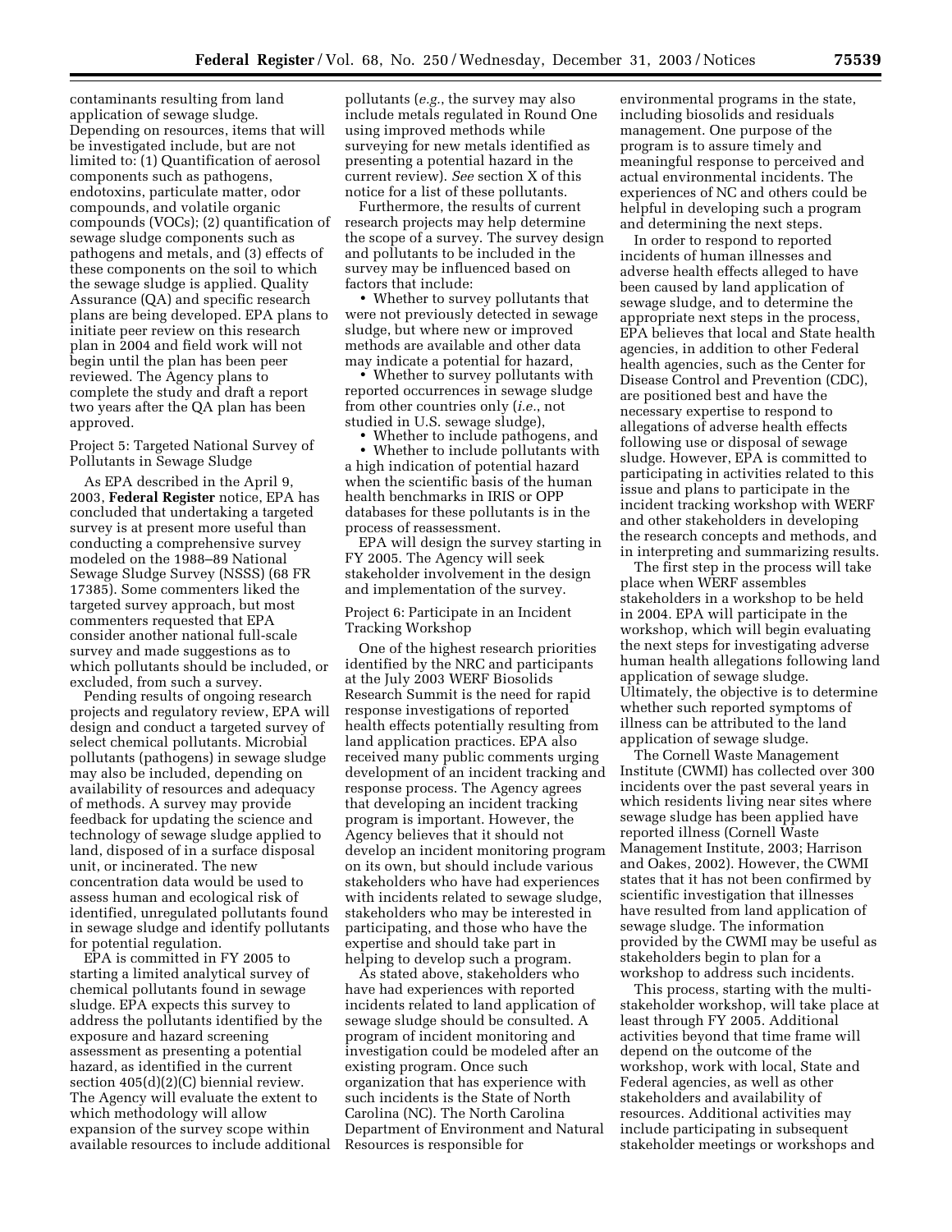contaminants resulting from land application of sewage sludge. Depending on resources, items that will be investigated include, but are not limited to: (1) Quantification of aerosol components such as pathogens, endotoxins, particulate matter, odor compounds, and volatile organic compounds (VOCs); (2) quantification of sewage sludge components such as pathogens and metals, and (3) effects of these components on the soil to which the sewage sludge is applied. Quality Assurance (QA) and specific research plans are being developed. EPA plans to initiate peer review on this research plan in 2004 and field work will not begin until the plan has been peer reviewed. The Agency plans to complete the study and draft a report two years after the QA plan has been approved.

Project 5: Targeted National Survey of Pollutants in Sewage Sludge

As EPA described in the April 9, 2003, **Federal Register** notice, EPA has concluded that undertaking a targeted survey is at present more useful than conducting a comprehensive survey modeled on the 1988–89 National Sewage Sludge Survey (NSSS) (68 FR 17385). Some commenters liked the targeted survey approach, but most commenters requested that EPA consider another national full-scale survey and made suggestions as to which pollutants should be included, or excluded, from such a survey.

Pending results of ongoing research projects and regulatory review, EPA will design and conduct a targeted survey of select chemical pollutants. Microbial pollutants (pathogens) in sewage sludge may also be included, depending on availability of resources and adequacy of methods. A survey may provide feedback for updating the science and technology of sewage sludge applied to land, disposed of in a surface disposal unit, or incinerated. The new concentration data would be used to assess human and ecological risk of identified, unregulated pollutants found in sewage sludge and identify pollutants for potential regulation.

EPA is committed in FY 2005 to starting a limited analytical survey of chemical pollutants found in sewage sludge. EPA expects this survey to address the pollutants identified by the exposure and hazard screening assessment as presenting a potential hazard, as identified in the current section 405(d)(2)(C) biennial review. The Agency will evaluate the extent to which methodology will allow expansion of the survey scope within available resources to include additional pollutants (*e.g.*, the survey may also include metals regulated in Round One using improved methods while surveying for new metals identified as presenting a potential hazard in the current review). *See* section X of this notice for a list of these pollutants.

Furthermore, the results of current research projects may help determine the scope of a survey. The survey design and pollutants to be included in the survey may be influenced based on factors that include:

- Whether to survey pollutants that were not previously detected in sewage sludge, but where new or improved methods are available and other data may indicate a potential for hazard,
- Whether to survey pollutants with reported occurrences in sewage sludge from other countries only (*i.e.*, not studied in U.S. sewage sludge),
- Whether to include pathogens, and
- Whether to include pollutants with a high indication of potential hazard when the scientific basis of the human health benchmarks in IRIS or OPP databases for these pollutants is in the process of reassessment.

EPA will design the survey starting in FY 2005. The Agency will seek stakeholder involvement in the design and implementation of the survey.

Project 6: Participate in an Incident Tracking Workshop

One of the highest research priorities identified by the NRC and participants at the July 2003 WERF Biosolids Research Summit is the need for rapid response investigations of reported health effects potentially resulting from land application practices. EPA also received many public comments urging development of an incident tracking and response process. The Agency agrees that developing an incident tracking program is important. However, the Agency believes that it should not develop an incident monitoring program on its own, but should include various stakeholders who have had experiences with incidents related to sewage sludge, stakeholders who may be interested in participating, and those who have the expertise and should take part in helping to develop such a program.

As stated above, stakeholders who have had experiences with reported incidents related to land application of sewage sludge should be consulted. A program of incident monitoring and investigation could be modeled after an existing program. Once such organization that has experience with such incidents is the State of North Carolina (NC). The North Carolina Department of Environment and Natural Resources is responsible for environmental programs in the state, including biosolids and residuals management. One purpose of the program is to assure timely and meaningful response to perceived and actual environmental incidents. The experiences of NC and others could be helpful in developing such a program and determining the next steps.

In order to respond to reported incidents of human illnesses and adverse health effects alleged to have been caused by land application of sewage sludge, and to determine the appropriate next steps in the process, EPA believes that local and State health agencies, in addition to other Federal health agencies, such as the Center for Disease Control and Prevention (CDC), are positioned best and have the necessary expertise to respond to allegations of adverse health effects following use or disposal of sewage sludge. However, EPA is committed to participating in activities related to this issue and plans to participate in the incident tracking workshop with WERF and other stakeholders in developing the research concepts and methods, and in interpreting and summarizing results.

The first step in the process will take place when WERF assembles stakeholders in a workshop to be held in 2004. EPA will participate in the workshop, which will begin evaluating the next steps for investigating adverse human health allegations following land application of sewage sludge. Ultimately, the objective is to determine whether such reported symptoms of illness can be attributed to the land application of sewage sludge.

The Cornell Waste Management Institute (CWMI) has collected over 300 incidents over the past several years in which residents living near sites where sewage sludge has been applied have reported illness (Cornell Waste Management Institute, 2003; Harrison and Oakes, 2002). However, the CWMI states that it has not been confirmed by scientific investigation that illnesses have resulted from land application of sewage sludge. The information provided by the CWMI may be useful as stakeholders begin to plan for a workshop to address such incidents.

This process, starting with the multi-stakeholder workshop, will take place at least through FY 2005. Additional activities beyond that time frame will depend on the outcome of the workshop, work with local, State and Federal agencies, as well as other stakeholders and availability of resources. Additional activities may include participating in subsequent stakeholder meetings or workshops and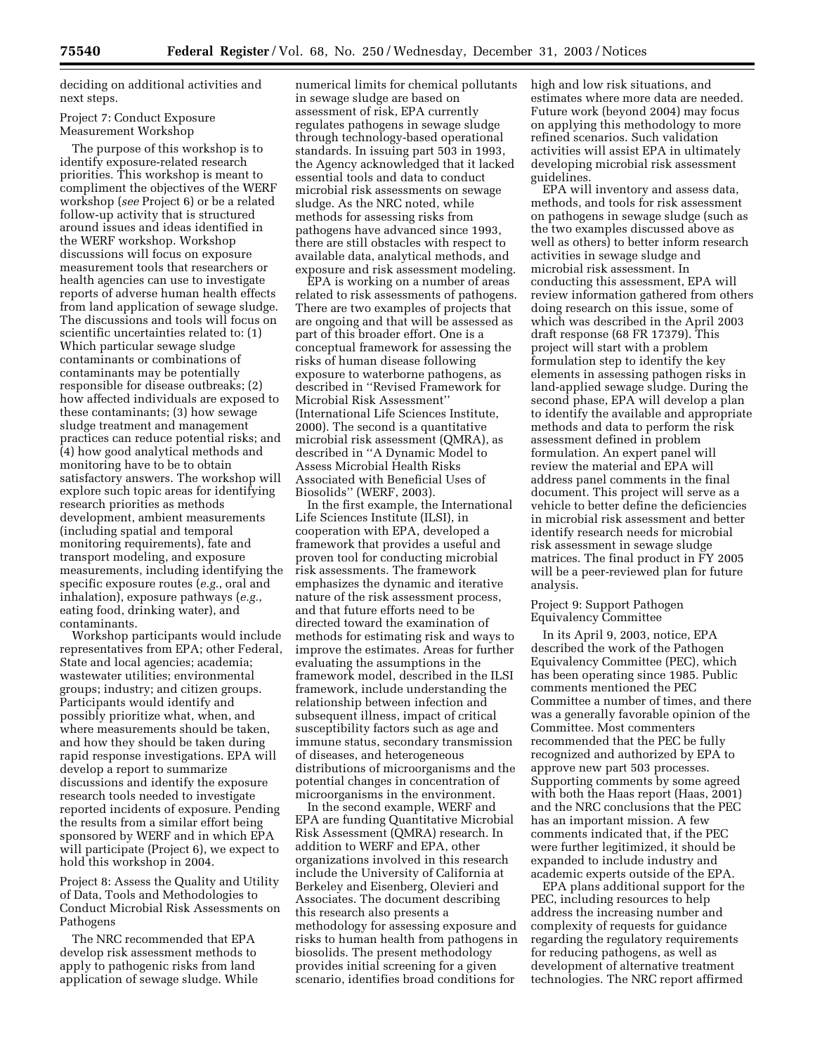deciding on additional activities and next steps.

### Project 7: Conduct Exposure Measurement Workshop

The purpose of this workshop is to identify exposure-related research priorities. This workshop is meant to compliment the objectives of the WERF workshop (*see* Project 6) or be a related follow-up activity that is structured around issues and ideas identified in the WERF workshop. Workshop discussions will focus on exposure measurement tools that researchers or health agencies can use to investigate reports of adverse human health effects from land application of sewage sludge. The discussions and tools will focus on scientific uncertainties related to: (1) Which particular sewage sludge contaminants or combinations of contaminants may be potentially responsible for disease outbreaks; (2) how affected individuals are exposed to these contaminants; (3) how sewage sludge treatment and management practices can reduce potential risks; and (4) how good analytical methods and monitoring have to be to obtain satisfactory answers. The workshop will explore such topic areas for identifying research priorities as methods development, ambient measurements (including spatial and temporal monitoring requirements), fate and transport modeling, and exposure measurements, including identifying the specific exposure routes (*e.g.*, oral and inhalation), exposure pathways (*e.g.*, eating food, drinking water), and contaminants.

Workshop participants would include representatives from EPA; other Federal, State and local agencies; academia; wastewater utilities; environmental groups; industry; and citizen groups. Participants would identify and possibly prioritize what, when, and where measurements should be taken, and how they should be taken during rapid response investigations. EPA will develop a report to summarize discussions and identify the exposure research tools needed to investigate reported incidents of exposure. Pending the results from a similar effort being sponsored by WERF and in which EPA will participate (Project 6), we expect to hold this workshop in 2004.

### Project 8: Assess the Quality and Utility of Data, Tools and Methodologies to Conduct Microbial Risk Assessments on Pathogens

The NRC recommended that EPA develop risk assessment methods to apply to pathogenic risks from land application of sewage sludge. While numerical limits for chemical pollutants in sewage sludge are based on assessment of risk, EPA currently regulates pathogens in sewage sludge through technology-based operational standards. In issuing part 503 in 1993, the Agency acknowledged that it lacked essential tools and data to conduct microbial risk assessments on sewage sludge. As the NRC noted, while methods for assessing risks from pathogens have advanced since 1993, there are still obstacles with respect to available data, analytical methods, and exposure and risk assessment modeling.

EPA is working on a number of areas related to risk assessments of pathogens. There are two examples of projects that are ongoing and that will be assessed as part of this broader effort. One is a conceptual framework for assessing the risks of human disease following exposure to waterborne pathogens, as described in ''Revised Framework for Microbial Risk Assessment'' (International Life Sciences Institute, 2000). The second is a quantitative microbial risk assessment (QMRA), as described in ''A Dynamic Model to Assess Microbial Health Risks Associated with Beneficial Uses of Biosolids'' (WERF, 2003).

In the first example, the International Life Sciences Institute (ILSI), in cooperation with EPA, developed a framework that provides a useful and proven tool for conducting microbial risk assessments. The framework emphasizes the dynamic and iterative nature of the risk assessment process, and that future efforts need to be directed toward the examination of methods for estimating risk and ways to improve the estimates. Areas for further evaluating the assumptions in the framework model, described in the ILSI framework, include understanding the relationship between infection and subsequent illness, impact of critical susceptibility factors such as age and immune status, secondary transmission of diseases, and heterogeneous distributions of microorganisms and the potential changes in concentration of microorganisms in the environment.

In the second example, WERF and EPA are funding Quantitative Microbial Risk Assessment (QMRA) research. In addition to WERF and EPA, other organizations involved in this research include the University of California at Berkeley and Eisenberg, Olevieri and Associates. The document describing this research also presents a methodology for assessing exposure and risks to human health from pathogens in biosolids. The present methodology provides initial screening for a given scenario, identifies broad conditions for high and low risk situations, and estimates where more data are needed. Future work (beyond 2004) may focus on applying this methodology to more refined scenarios. Such validation activities will assist EPA in ultimately developing microbial risk assessment guidelines.

EPA will inventory and assess data, methods, and tools for risk assessment on pathogens in sewage sludge (such as the two examples discussed above as well as others) to better inform research activities in sewage sludge and microbial risk assessment. In conducting this assessment, EPA will review information gathered from others doing research on this issue, some of which was described in the April 2003 draft response (68 FR 17379). This project will start with a problem formulation step to identify the key elements in assessing pathogen risks in land-applied sewage sludge. During the second phase, EPA will develop a plan to identify the available and appropriate methods and data to perform the risk assessment defined in problem formulation. An expert panel will review the material and EPA will address panel comments in the final document. This project will serve as a vehicle to better define the deficiencies in microbial risk assessment and better identify research needs for microbial risk assessment in sewage sludge matrices. The final product in FY 2005 will be a peer-reviewed plan for future analysis.

### Project 9: Support Pathogen Equivalency Committee

In its April 9, 2003, notice, EPA described the work of the Pathogen Equivalency Committee (PEC), which has been operating since 1985. Public comments mentioned the PEC Committee a number of times, and there was a generally favorable opinion of the Committee. Most commenters recommended that the PEC be fully recognized and authorized by EPA to approve new part 503 processes. Supporting comments by some agreed with both the Haas report (Haas, 2001) and the NRC conclusions that the PEC has an important mission. A few comments indicated that, if the PEC were further legitimized, it should be expanded to include industry and academic experts outside of the EPA.

EPA plans additional support for the PEC, including resources to help address the increasing number and complexity of requests for guidance regarding the regulatory requirements for reducing pathogens, as well as development of alternative treatment technologies. The NRC report affirmed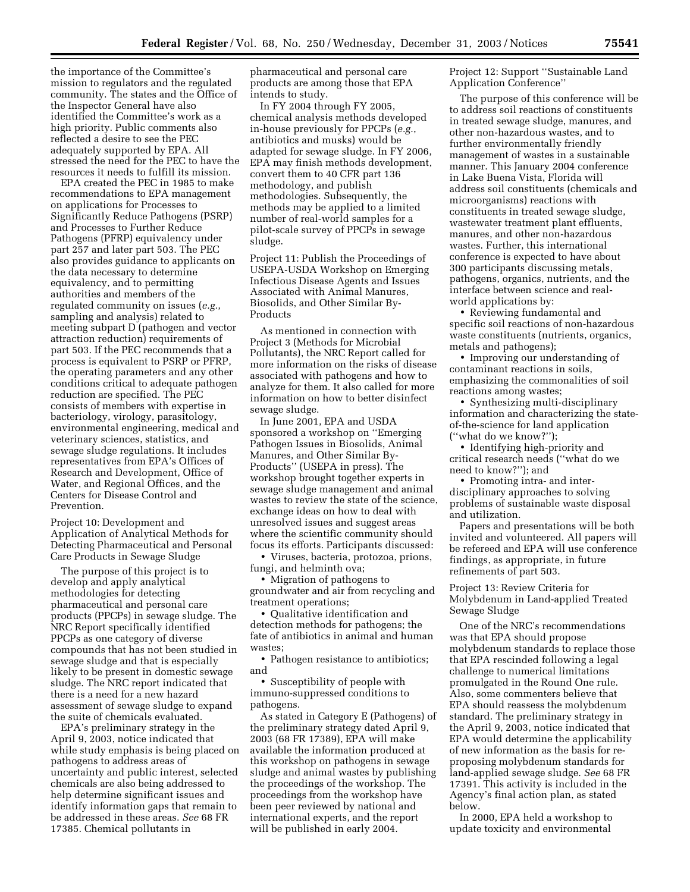the importance of the Committee's mission to regulators and the regulated community. The states and the Office of the Inspector General have also identified the Committee's work as a high priority. Public comments also reflected a desire to see the PEC adequately supported by EPA. All stressed the need for the PEC to have the resources it needs to fulfill its mission.

EPA created the PEC in 1985 to make recommendations to EPA management on applications for Processes to Significantly Reduce Pathogens (PSRP) and Processes to Further Reduce Pathogens (PFRP) equivalency under part 257 and later part 503. The PEC also provides guidance to applicants on the data necessary to determine equivalency, and to permitting authorities and members of the regulated community on issues (*e.g.*, sampling and analysis) related to meeting subpart D (pathogen and vector attraction reduction) requirements of part 503. If the PEC recommends that a process is equivalent to PSRP or PFRP, the operating parameters and any other conditions critical to adequate pathogen reduction are specified. The PEC consists of members with expertise in bacteriology, virology, parasitology, environmental engineering, medical and veterinary sciences, statistics, and sewage sludge regulations. It includes representatives from EPA's Offices of Research and Development, Office of Water, and Regional Offices, and the Centers for Disease Control and Prevention.

Project 10: Development and Application of Analytical Methods for Detecting Pharmaceutical and Personal Care Products in Sewage Sludge

The purpose of this project is to develop and apply analytical methodologies for detecting pharmaceutical and personal care products (PPCPs) in sewage sludge. The NRC Report specifically identified PPCPs as one category of diverse compounds that has not been studied in sewage sludge and that is especially likely to be present in domestic sewage sludge. The NRC report indicated that there is a need for a new hazard assessment of sewage sludge to expand the suite of chemicals evaluated.

EPA's preliminary strategy in the April 9, 2003, notice indicated that while study emphasis is being placed on pathogens to address areas of uncertainty and public interest, selected chemicals are also being addressed to help determine significant issues and identify information gaps that remain to be addressed in these areas. *See* 68 FR 17385. Chemical pollutants in pharmaceutical and personal care products are among those that EPA intends to study.

In FY 2004 through FY 2005, chemical analysis methods developed in-house previously for PPCPs (*e.g.*, antibiotics and musks) would be adapted for sewage sludge. In FY 2006, EPA may finish methods development, convert them to 40 CFR part 136 methodology, and publish methodologies. Subsequently, the methods may be applied to a limited number of real-world samples for a pilot-scale survey of PPCPs in sewage sludge.

Project 11: Publish the Proceedings of USEPA-USDA Workshop on Emerging Infectious Disease Agents and Issues Associated with Animal Manures, Biosolids, and Other Similar By-Products

As mentioned in connection with Project 3 (Methods for Microbial Pollutants), the NRC Report called for more information on the risks of disease associated with pathogens and how to analyze for them. It also called for more information on how to better disinfect sewage sludge.

In June 2001, EPA and USDA sponsored a workshop on ''Emerging Pathogen Issues in Biosolids, Animal Manures, and Other Similar By-Products'' (USEPA in press). The workshop brought together experts in sewage sludge management and animal wastes to review the state of the science, exchange ideas on how to deal with unresolved issues and suggest areas where the scientific community should focus its efforts. Participants discussed:

- Viruses, bacteria, protozoa, prions, fungi, and helminth ova;
- Migration of pathogens to groundwater and air from recycling and treatment operations;
- Qualitative identification and detection methods for pathogens; the fate of antibiotics in animal and human wastes;
- Pathogen resistance to antibiotics; and
- Susceptibility of people with immuno-suppressed conditions to pathogens.

As stated in Category E (Pathogens) of the preliminary strategy dated April 9, 2003 (68 FR 17389), EPA will make available the information produced at this workshop on pathogens in sewage sludge and animal wastes by publishing the proceedings of the workshop. The proceedings from the workshop have been peer reviewed by national and international experts, and the report will be published in early 2004.

Project 12: Support ''Sustainable Land Application Conference''

The purpose of this conference will be to address soil reactions of constituents in treated sewage sludge, manures, and other non-hazardous wastes, and to further environmentally friendly management of wastes in a sustainable manner. This January 2004 conference in Lake Buena Vista, Florida will address soil constituents (chemicals and microorganisms) reactions with constituents in treated sewage sludge, wastewater treatment plant effluents, manures, and other non-hazardous wastes. Further, this international conference is expected to have about 300 participants discussing metals, pathogens, organics, nutrients, and the interface between science and real-world applications by:

- Reviewing fundamental and specific soil reactions of non-hazardous waste constituents (nutrients, organics, metals and pathogens);
- Improving our understanding of contaminant reactions in soils, emphasizing the commonalities of soil reactions among wastes;
- Synthesizing multi-disciplinary information and characterizing the state-of-the-science for land application (''what do we know?'');
- Identifying high-priority and critical research needs (''what do we need to know?''); and
- Promoting intra- and inter-disciplinary approaches to solving problems of sustainable waste disposal and utilization.

Papers and presentations will be both invited and volunteered. All papers will be refereed and EPA will use conference findings, as appropriate, in future refinements of part 503.

Project 13: Review Criteria for Molybdenum in Land-applied Treated Sewage Sludge

One of the NRC's recommendations was that EPA should propose molybdenum standards to replace those that EPA rescinded following a legal challenge to numerical limitations promulgated in the Round One rule. Also, some commenters believe that EPA should reassess the molybdenum standard. The preliminary strategy in the April 9, 2003, notice indicated that EPA would determine the applicability of new information as the basis for re-proposing molybdenum standards for land-applied sewage sludge. *See* 68 FR 17391. This activity is included in the Agency's final action plan, as stated below.

In 2000, EPA held a workshop to update toxicity and environmental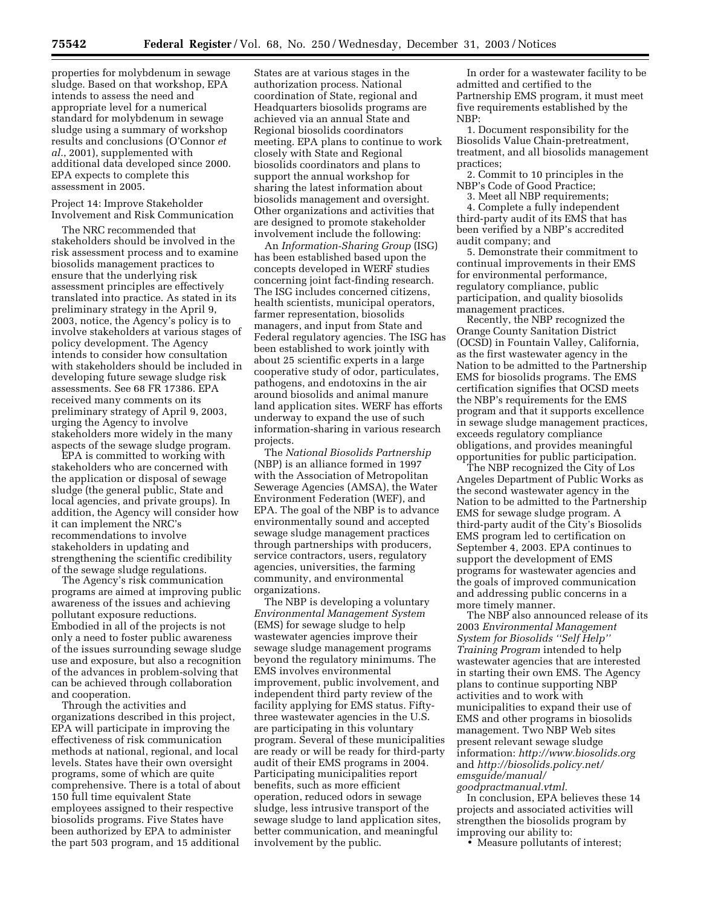properties for molybdenum in sewage sludge. Based on that workshop, EPA intends to assess the need and appropriate level for a numerical standard for molybdenum in sewage sludge using a summary of workshop results and conclusions (O'Connor *et al.*, 2001), supplemented with additional data developed since 2000. EPA expects to complete this assessment in 2005.

Project 14: Improve Stakeholder Involvement and Risk Communication

The NRC recommended that stakeholders should be involved in the risk assessment process and to examine biosolids management practices to ensure that the underlying risk assessment principles are effectively translated into practice. As stated in its preliminary strategy in the April 9, 2003, notice, the Agency's policy is to involve stakeholders at various stages of policy development. The Agency intends to consider how consultation with stakeholders should be included in developing future sewage sludge risk assessments. See 68 FR 17386. EPA received many comments on its preliminary strategy of April 9, 2003, urging the Agency to involve stakeholders more widely in the many aspects of the sewage sludge program.

EPA is committed to working with stakeholders who are concerned with the application or disposal of sewage sludge (the general public, State and local agencies, and private groups). In addition, the Agency will consider how it can implement the NRC's recommendations to involve stakeholders in updating and strengthening the scientific credibility of the sewage sludge regulations.

The Agency's risk communication programs are aimed at improving public awareness of the issues and achieving pollutant exposure reductions. Embodied in all of the projects is not only a need to foster public awareness of the issues surrounding sewage sludge use and exposure, but also a recognition of the advances in problem-solving that can be achieved through collaboration and cooperation.

Through the activities and organizations described in this project, EPA will participate in improving the effectiveness of risk communication methods at national, regional, and local levels. States have their own oversight programs, some of which are quite comprehensive. There is a total of about 150 full time equivalent State employees assigned to their respective biosolids programs. Five States have been authorized by EPA to administer the part 503 program, and 15 additional States are at various stages in the authorization process. National coordination of State, regional and Headquarters biosolids programs are achieved via an annual State and Regional biosolids coordinators meeting. EPA plans to continue to work closely with State and Regional biosolids coordinators and plans to support the annual workshop for sharing the latest information about biosolids management and oversight. Other organizations and activities that are designed to promote stakeholder involvement include the following:

An *Information-Sharing Group* (ISG) has been established based upon the concepts developed in WERF studies concerning joint fact-finding research. The ISG includes concerned citizens, health scientists, municipal operators, farmer representation, biosolids managers, and input from State and Federal regulatory agencies. The ISG has been established to work jointly with about 25 scientific experts in a large cooperative study of odor, particulates, pathogens, and endotoxins in the air around biosolids and animal manure land application sites. WERF has efforts underway to expand the use of such information-sharing in various research projects.

The *National Biosolids Partnership* (NBP) is an alliance formed in 1997 with the Association of Metropolitan Sewerage Agencies (AMSA), the Water Environment Federation (WEF), and EPA. The goal of the NBP is to advance environmentally sound and accepted sewage sludge management practices through partnerships with producers, service contractors, users, regulatory agencies, universities, the farming community, and environmental organizations.

The NBP is developing a voluntary *Environmental Management System* (EMS) for sewage sludge to help wastewater agencies improve their sewage sludge management programs beyond the regulatory minimums. The EMS involves environmental improvement, public involvement, and independent third party review of the facility applying for EMS status. Fifty-three wastewater agencies in the U.S. are participating in this voluntary program. Several of these municipalities are ready or will be ready for third-party audit of their EMS programs in 2004. Participating municipalities report benefits, such as more efficient operation, reduced odors in sewage sludge, less intrusive transport of the sewage sludge to land application sites, better communication, and meaningful involvement by the public.

In order for a wastewater facility to be admitted and certified to the Partnership EMS program, it must meet five requirements established by the NBP:

1. Document responsibility for the Biosolids Value Chain-pretreatment, treatment, and all biosolids management practices;
2. Commit to 10 principles in the NBP's Code of Good Practice;
3. Meet all NBP requirements;
4. Complete a fully independent third-party audit of its EMS that has been verified by a NBP's accredited audit company; and
5. Demonstrate their commitment to continual improvements in their EMS for environmental performance, regulatory compliance, public participation, and quality biosolids management practices.

Recently, the NBP recognized the Orange County Sanitation District (OCSD) in Fountain Valley, California, as the first wastewater agency in the Nation to be admitted to the Partnership EMS for biosolids programs. The EMS certification signifies that OCSD meets the NBP's requirements for the EMS program and that it supports excellence in sewage sludge management practices, exceeds regulatory compliance obligations, and provides meaningful opportunities for public participation.

The NBP recognized the City of Los Angeles Department of Public Works as the second wastewater agency in the Nation to be admitted to the Partnership EMS for sewage sludge program. A third-party audit of the City's Biosolids EMS program led to certification on September 4, 2003. EPA continues to support the development of EMS programs for wastewater agencies and the goals of improved communication and addressing public concerns in a more timely manner.

The NBP also announced release of its 2003 *Environmental Management System for Biosolids "Self Help" Training Program* intended to help wastewater agencies that are interested in starting their own EMS. The Agency plans to continue supporting NBP activities and to work with municipalities to expand their use of EMS and other programs in biosolids management. Two NBP Web sites present relevant sewage sludge information: *http://www.biosolids.org* and *http://biosolids.policy.net/emsguide/manual/goodpractmanual.vtml.*

In conclusion, EPA believes these 14 projects and associated activities will strengthen the biosolids program by improving our ability to:

- Measure pollutants of interest;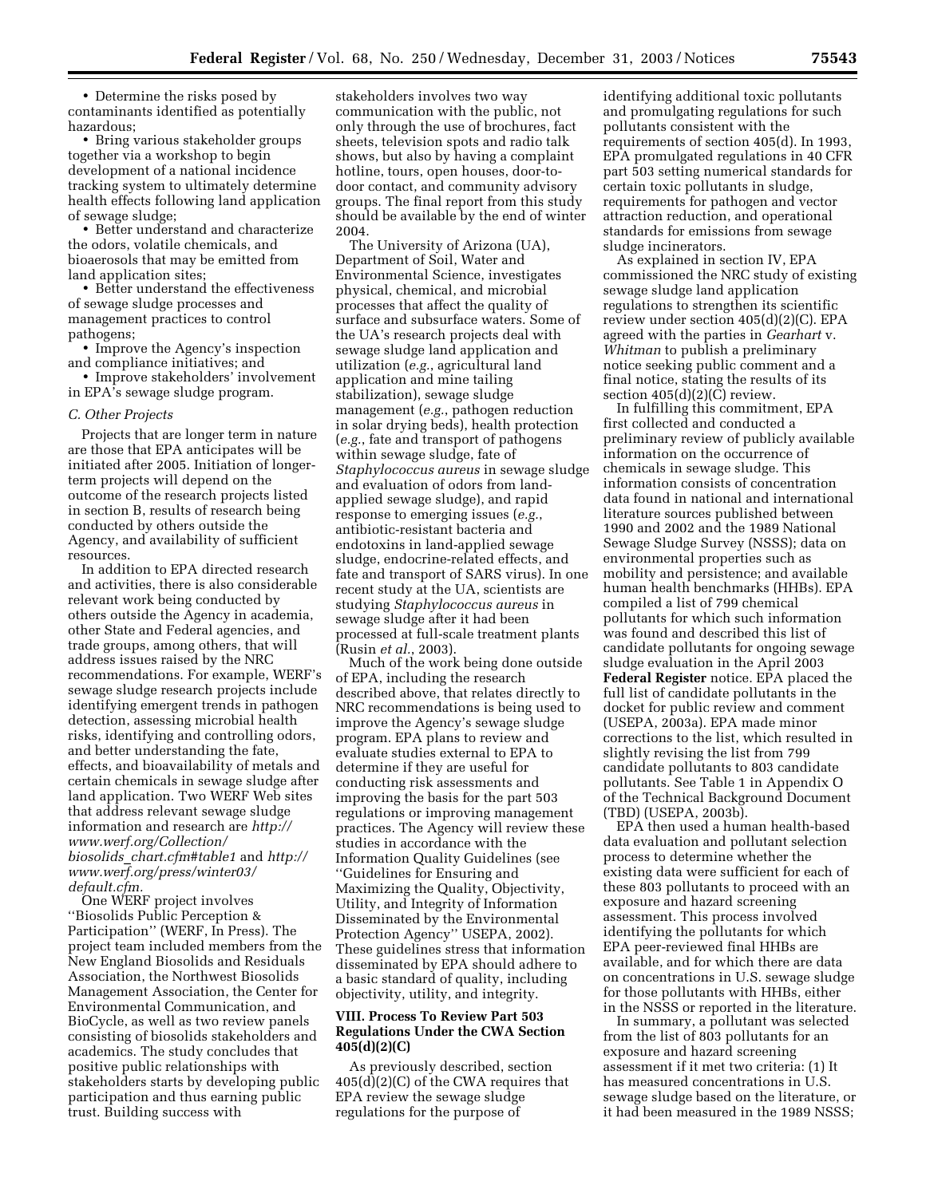- Determine the risks posed by contaminants identified as potentially hazardous;
- Bring various stakeholder groups together via a workshop to begin development of a national incidence tracking system to ultimately determine health effects following land application of sewage sludge;
- Better understand and characterize the odors, volatile chemicals, and bioaerosols that may be emitted from land application sites;
- Better understand the effectiveness of sewage sludge processes and management practices to control pathogens;
- Improve the Agency's inspection and compliance initiatives; and
- Improve stakeholders' involvement in EPA's sewage sludge program.

### *C. Other Projects*

Projects that are longer term in nature are those that EPA anticipates will be initiated after 2005. Initiation of longer-term projects will depend on the outcome of the research projects listed in section B, results of research being conducted by others outside the Agency, and availability of sufficient resources.

In addition to EPA directed research and activities, there is also considerable relevant work being conducted by others outside the Agency in academia, other State and Federal agencies, and trade groups, among others, that will address issues raised by the NRC recommendations. For example, WERF's sewage sludge research projects include identifying emergent trends in pathogen detection, assessing microbial health risks, identifying and controlling odors, and better understanding the fate, effects, and bioavailability of metals and certain chemicals in sewage sludge after land application. Two WERF Web sites that address relevant sewage sludge information and research are *http://www.werf.org/Collection/biosolids_chart.cfm#table1* and *http://www.werf.org/press/winter03/default.cfm.*

One WERF project involves ''Biosolids Public Perception & Participation'' (WERF, In Press). The project team included members from the New England Biosolids and Residuals Association, the Northwest Biosolids Management Association, the Center for Environmental Communication, and BioCycle, as well as two review panels consisting of biosolids stakeholders and academics. The study concludes that positive public relationships with stakeholders starts by developing public participation and thus earning public trust. Building success with stakeholders involves two way communication with the public, not only through the use of brochures, fact sheets, television spots and radio talk shows, but also by having a complaint hotline, tours, open houses, door-to-door contact, and community advisory groups. The final report from this study should be available by the end of winter 2004.

The University of Arizona (UA), Department of Soil, Water and Environmental Science, investigates physical, chemical, and microbial processes that affect the quality of surface and subsurface waters. Some of the UA's research projects deal with sewage sludge land application and utilization (*e.g.*, agricultural land application and mine tailing stabilization), sewage sludge management (*e.g.*, pathogen reduction in solar drying beds), health protection (*e.g.*, fate and transport of pathogens within sewage sludge, fate of *Staphylococcus aureus* in sewage sludge and evaluation of odors from land-applied sewage sludge), and rapid response to emerging issues (*e.g.*, antibiotic-resistant bacteria and endotoxins in land-applied sewage sludge, endocrine-related effects, and fate and transport of SARS virus). In one recent study at the UA, scientists are studying *Staphylococcus aureus* in sewage sludge after it had been processed at full-scale treatment plants (Rusin *et al.*, 2003).

Much of the work being done outside of EPA, including the research described above, that relates directly to NRC recommendations is being used to improve the Agency's sewage sludge program. EPA plans to review and evaluate studies external to EPA to determine if they are useful for conducting risk assessments and improving the basis for the part 503 regulations or improving management practices. The Agency will review these studies in accordance with the Information Quality Guidelines (see ''Guidelines for Ensuring and Maximizing the Quality, Objectivity, Utility, and Integrity of Information Disseminated by the Environmental Protection Agency'' USEPA, 2002). These guidelines stress that information disseminated by EPA should adhere to a basic standard of quality, including objectivity, utility, and integrity.

## VIII. Process To Review Part 503 Regulations Under the CWA Section 405(d)(2)(C)

As previously described, section 405(d)(2)(C) of the CWA requires that EPA review the sewage sludge regulations for the purpose of identifying additional toxic pollutants and promulgating regulations for such pollutants consistent with the requirements of section 405(d). In 1993, EPA promulgated regulations in 40 CFR part 503 setting numerical standards for certain toxic pollutants in sludge, requirements for pathogen and vector attraction reduction, and operational standards for emissions from sewage sludge incinerators.

As explained in section IV, EPA commissioned the NRC study of existing sewage sludge land application regulations to strengthen its scientific review under section 405(d)(2)(C). EPA agreed with the parties in *Gearhart* v. *Whitman* to publish a preliminary notice seeking public comment and a final notice, stating the results of its section 405(d)(2)(C) review.

In fulfilling this commitment, EPA first collected and conducted a preliminary review of publicly available information on the occurrence of chemicals in sewage sludge. This information consists of concentration data found in national and international literature sources published between 1990 and 2002 and the 1989 National Sewage Sludge Survey (NSSS); data on environmental properties such as mobility and persistence; and available human health benchmarks (HHBs). EPA compiled a list of 799 chemical pollutants for which such information was found and described this list of candidate pollutants for ongoing sewage sludge evaluation in the April 2003 **Federal Register** notice. EPA placed the full list of candidate pollutants in the docket for public review and comment (USEPA, 2003a). EPA made minor corrections to the list, which resulted in slightly revising the list from 799 candidate pollutants to 803 candidate pollutants. See Table 1 in Appendix O of the Technical Background Document (TBD) (USEPA, 2003b).

EPA then used a human health-based data evaluation and pollutant selection process to determine whether the existing data were sufficient for each of these 803 pollutants to proceed with an exposure and hazard screening assessment. This process involved identifying the pollutants for which EPA peer-reviewed final HHBs are available, and for which there are data on concentrations in U.S. sewage sludge for those pollutants with HHBs, either in the NSSS or reported in the literature.

In summary, a pollutant was selected from the list of 803 pollutants for an exposure and hazard screening assessment if it met two criteria: (1) It has measured concentrations in U.S. sewage sludge based on the literature, or it had been measured in the 1989 NSSS;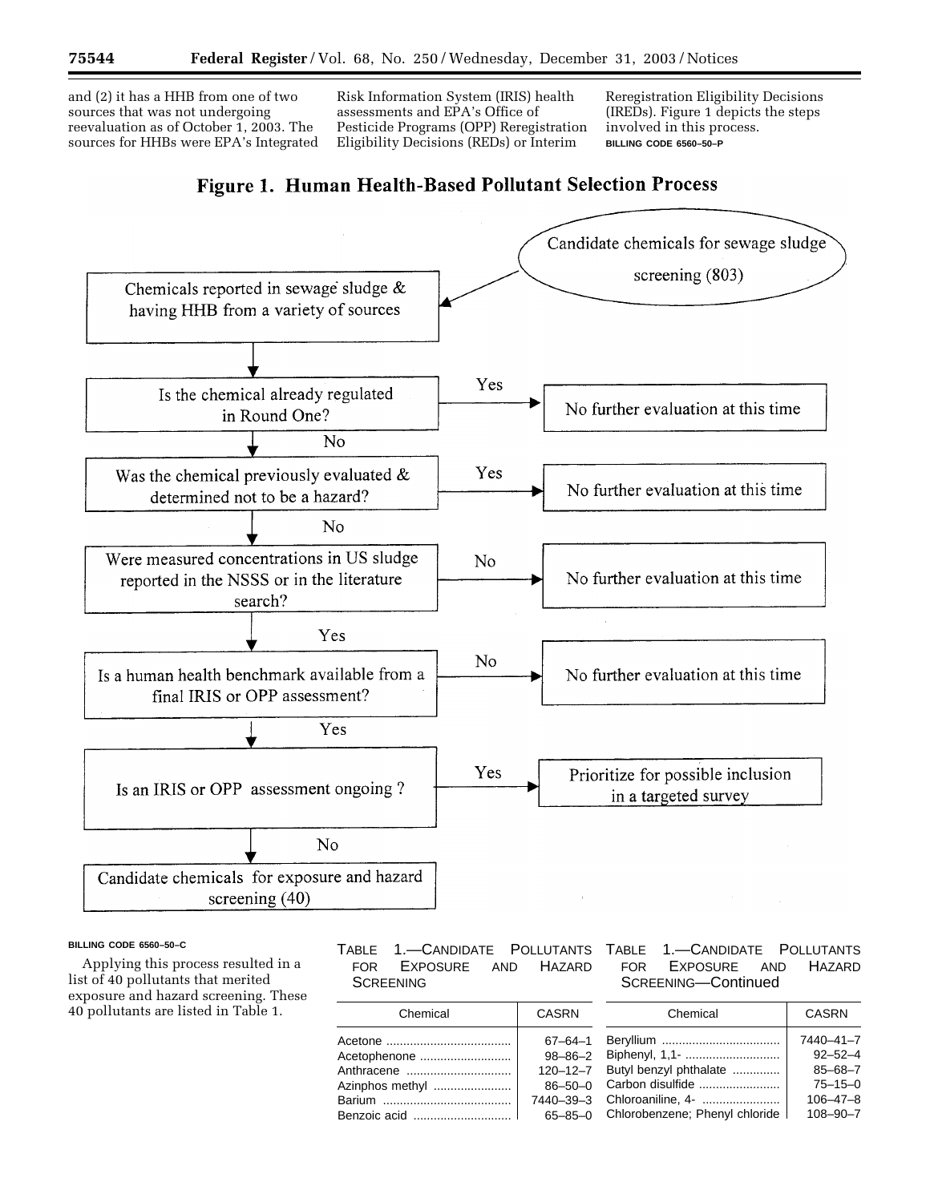and (2) it has a HHB from one of two sources that was not undergoing reevaluation as of October 1, 2003. The sources for HHBs were EPA's Integrated Risk Information System (IRIS) health assessments and EPA's Office of Pesticide Programs (OPP) Reregistration Eligibility Decisions (REDs) or Interim Reregistration Eligibility Decisions (IREDs). Figure 1 depicts the steps involved in this process.

BILLING CODE 6560–50–P

**Figure 1. Human Health-Based Pollutant Selection Process**

- Candidate chemicals for sewage sludge screening (803)
- → Chemicals reported in sewage sludge & having HHB from a variety of sources
- → Is the chemical already regulated in Round One?
  - Yes → No further evaluation at this time
  - No ↓
- Was the chemical previously evaluated & determined not to be a hazard?
  - Yes → No further evaluation at this time
  - No ↓
- Were measured concentrations in US sludge reported in the NSSS or in the literature search?
  - No → No further evaluation at this time
  - Yes ↓
- Is a human health benchmark available from a final IRIS or OPP assessment?
  - No → No further evaluation at this time
  - Yes ↓
- Is an IRIS or OPP assessment ongoing ?
  - Yes → Prioritize for possible inclusion in a targeted survey
  - No ↓
- Candidate chemicals for exposure and hazard screening (40)

BILLING CODE 6560–50–C

Applying this process resulted in a list of 40 pollutants that merited exposure and hazard screening. These 40 pollutants are listed in Table 1.

TABLE 1.—CANDIDATE POLLUTANTS FOR EXPOSURE AND HAZARD SCREENING

| Chemical | CASRN |
|---|---|
| Acetone | 67–64–1 |
| Acetophenone | 98–86–2 |
| Anthracene | 120–12–7 |
| Azinphos methyl | 86–50–0 |
| Barium | 7440–39–3 |
| Benzoic acid | 65–85–0 |
| Beryllium | 7440–41–7 |
| Biphenyl, 1,1- | 92–52–4 |
| Butyl benzyl phthalate | 85–68–7 |
| Carbon disulfide | 75–15–0 |
| Chloroaniline, 4- | 106–47–8 |
| Chlorobenzene; Phenyl chloride | 108–90–7 |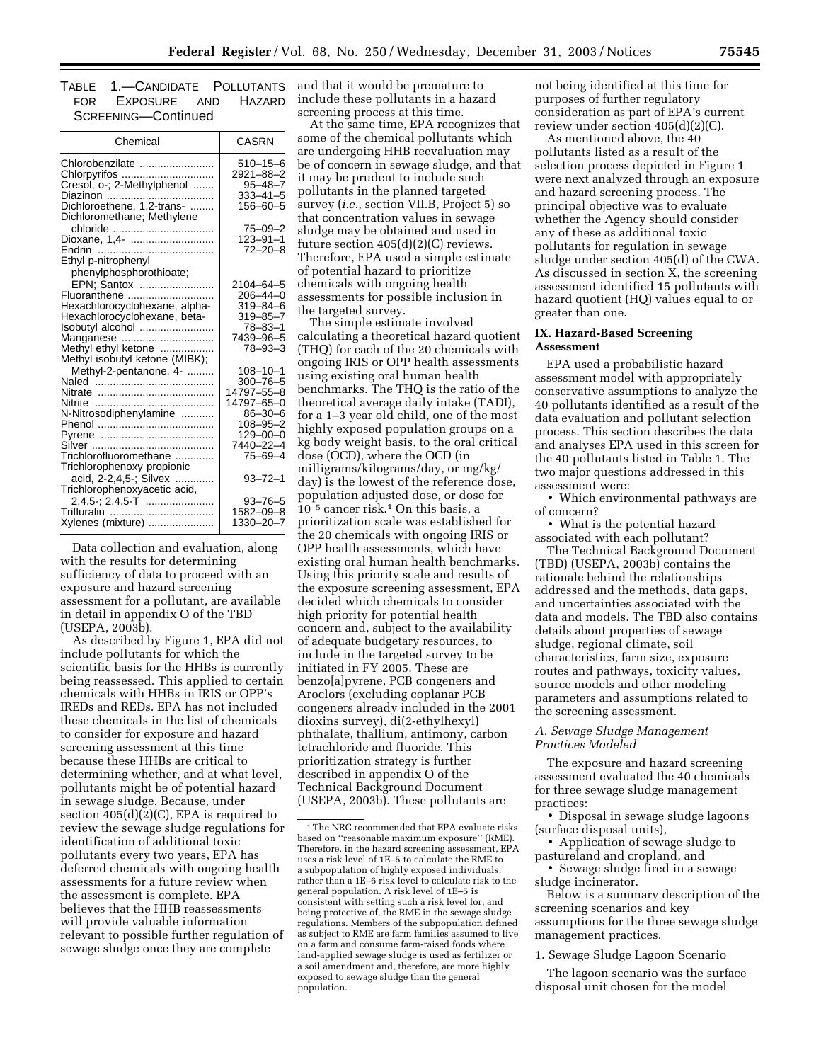TABLE 1.—CANDIDATE POLLUTANTS FOR EXPOSURE AND HAZARD SCREENING—Continued

| Chemical | CASRN |
|---|---|
| Chlorobenzilate | 510–15–6 |
| Chlorpyrifos | 2921–88–2 |
| Cresol, o-; 2-Methylphenol | 95–48–7 |
| Diazinon | 333–41–5 |
| Dichloroethene, 1,2-trans- | 156–60–5 |
| Dichloromethane; Methylene chloride | 75–09–2 |
| Dioxane, 1,4- | 123–91–1 |
| Endrin | 72–20–8 |
| Ethyl p-nitrophenyl phenylphosphorothioate; EPN; Santox | 2104–64–5 |
| Fluoranthene | 206–44–0 |
| Hexachlorocyclohexane, alpha- | 319–84–6 |
| Hexachlorocyclohexane, beta- | 319–85–7 |
| Isobutyl alcohol | 78–83–1 |
| Manganese | 7439–96–5 |
| Methyl ethyl ketone | 78–93–3 |
| Methyl isobutyl ketone (MIBK); Methyl-2-pentanone, 4- | 108–10–1 |
| Naled | 300–76–5 |
| Nitrate | 14797–55–8 |
| Nitrite | 14797–65–0 |
| N-Nitrosodiphenylamine | 86–30–6 |
| Phenol | 108–95–2 |
| Pyrene | 129–00–0 |
| Silver | 7440–22–4 |
| Trichlorofluoromethane | 75–69–4 |
| Trichlorophenoxy propionic acid, 2-2,4,5-; Silvex | 93–72–1 |
| Trichlorophenoxyacetic acid, 2,4,5-; 2,4,5-T | 93–76–5 |
| Trifluralin | 1582–09–8 |
| Xylenes (mixture) | 1330–20–7 |

Data collection and evaluation, along with the results for determining sufficiency of data to proceed with an exposure and hazard screening assessment for a pollutant, are available in detail in appendix O of the TBD (USEPA, 2003b).

As described by Figure 1, EPA did not include pollutants for which the scientific basis for the HHBs is currently being reassessed. This applied to certain chemicals with HHBs in IRIS or OPP's IREDs and REDs. EPA has not included these chemicals in the list of chemicals to consider for exposure and hazard screening assessment at this time because these HHBs are critical to determining whether, and at what level, pollutants might be of potential hazard in sewage sludge. Because, under section 405(d)(2)(C), EPA is required to review the sewage sludge regulations for identification of additional toxic pollutants every two years, EPA has deferred chemicals with ongoing health assessments for a future review when the assessment is complete. EPA believes that the HHB reassessments will provide valuable information relevant to possible further regulation of sewage sludge once they are complete and that it would be premature to include these pollutants in a hazard screening process at this time.

At the same time, EPA recognizes that some of the chemical pollutants which are undergoing HHB reevaluation may be of concern in sewage sludge, and that it may be prudent to include such pollutants in the planned targeted survey (*i.e.*, section VII.B, Project 5) so that concentration values in sewage sludge may be obtained and used in future section 405(d)(2)(C) reviews. Therefore, EPA used a simple estimate of potential hazard to prioritize chemicals with ongoing health assessments for possible inclusion in the targeted survey.

The simple estimate involved calculating a theoretical hazard quotient (THQ) for each of the 20 chemicals with ongoing IRIS or OPP health assessments using existing oral human health benchmarks. The THQ is the ratio of the theoretical average daily intake (TADI), for a 1–3 year old child, one of the most highly exposed population groups on a kg body weight basis, to the oral critical dose (OCD), where the OCD (in milligrams/kilograms/day, or mg/kg/day) is the lowest of the reference dose, population adjusted dose, or dose for $10^{-5}$ cancer risk.[1] On this basis, a prioritization scale was established for the 20 chemicals with ongoing IRIS or OPP health assessments, which have existing oral human health benchmarks. Using this priority scale and results of the exposure screening assessment, EPA decided which chemicals to consider high priority for potential health concern and, subject to the availability of adequate budgetary resources, to include in the targeted survey to be initiated in FY 2005. These are benzo[a]pyrene, PCB congeners and Aroclors (excluding coplanar PCB congeners already included in the 2001 dioxins survey), di(2-ethylhexyl) phthalate, thallium, antimony, carbon tetrachloride and fluoride. This prioritization strategy is further described in appendix O of the Technical Background Document (USEPA, 2003b). These pollutants are not being identified at this time for purposes of further regulatory consideration as part of EPA's current review under section 405(d)(2)(C).

As mentioned above, the 40 pollutants listed as a result of the selection process depicted in Figure 1 were next analyzed through an exposure and hazard screening process. The principal objective was to evaluate whether the Agency should consider any of these as additional toxic pollutants for regulation in sewage sludge under section 405(d) of the CWA. As discussed in section X, the screening assessment identified 15 pollutants with hazard quotient (HQ) values equal to or greater than one.

[1] The NRC recommended that EPA evaluate risks based on "reasonable maximum exposure" (RME). Therefore, in the hazard screening assessment, EPA uses a risk level of 1E–5 to calculate the RME to a subpopulation of highly exposed individuals, rather than a 1E–6 risk level to calculate risk to the general population. A risk level of 1E–5 is consistent with setting such a risk level for, and being protective of, the RME in the sewage sludge regulations. Members of the subpopulation defined as subject to RME are farm families assumed to live on a farm and consume farm-raised foods where land-applied sewage sludge is used as fertilizer or a soil amendment and, therefore, are more highly exposed to sewage sludge than the general population.

## IX. Hazard-Based Screening Assessment

EPA used a probabilistic hazard assessment model with appropriately conservative assumptions to analyze the 40 pollutants identified as a result of the data evaluation and pollutant selection process. This section describes the data and analyses EPA used in this screen for the 40 pollutants listed in Table 1. The two major questions addressed in this assessment were:

- Which environmental pathways are of concern?
- What is the potential hazard associated with each pollutant?

The Technical Background Document (TBD) (USEPA, 2003b) contains the rationale behind the relationships addressed and the methods, data gaps, and uncertainties associated with the data and models. The TBD also contains details about properties of sewage sludge, regional climate, soil characteristics, farm size, exposure routes and pathways, toxicity values, source models and other modeling parameters and assumptions related to the screening assessment.

### *A. Sewage Sludge Management Practices Modeled*

The exposure and hazard screening assessment evaluated the 40 chemicals for three sewage sludge management practices:

- Disposal in sewage sludge lagoons (surface disposal units),
- Application of sewage sludge to pastureland and cropland, and
- Sewage sludge fired in a sewage sludge incinerator.

Below is a summary description of the screening scenarios and key assumptions for the three sewage sludge management practices.

1. Sewage Sludge Lagoon Scenario

The lagoon scenario was the surface disposal unit chosen for the model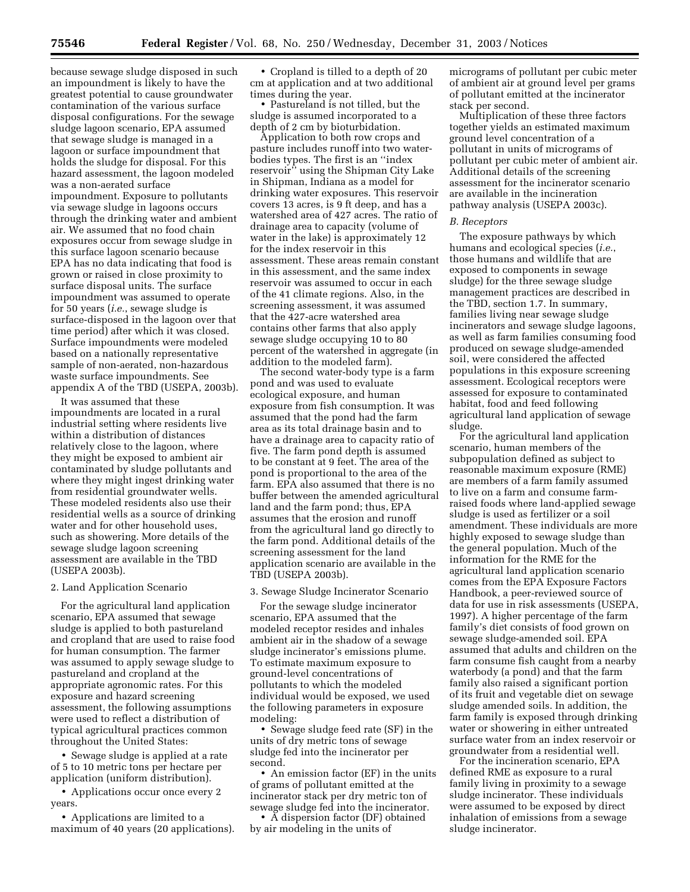because sewage sludge disposed in such an impoundment is likely to have the greatest potential to cause groundwater contamination of the various surface disposal configurations. For the sewage sludge lagoon scenario, EPA assumed that sewage sludge is managed in a lagoon or surface impoundment that holds the sludge for disposal. For this hazard assessment, the lagoon modeled was a non-aerated surface impoundment. Exposure to pollutants via sewage sludge in lagoons occurs through the drinking water and ambient air. We assumed that no food chain exposures occur from sewage sludge in this surface lagoon scenario because EPA has no data indicating that food is grown or raised in close proximity to surface disposal units. The surface impoundment was assumed to operate for 50 years (*i.e.*, sewage sludge is surface-disposed in the lagoon over that time period) after which it was closed. Surface impoundments were modeled based on a nationally representative sample of non-aerated, non-hazardous waste surface impoundments. See appendix A of the TBD (USEPA, 2003b).

It was assumed that these impoundments are located in a rural industrial setting where residents live within a distribution of distances relatively close to the lagoon, where they might be exposed to ambient air contaminated by sludge pollutants and where they might ingest drinking water from residential groundwater wells. These modeled residents also use their residential wells as a source of drinking water and for other household uses, such as showering. More details of the sewage sludge lagoon screening assessment are available in the TBD (USEPA 2003b).

2. Land Application Scenario

For the agricultural land application scenario, EPA assumed that sewage sludge is applied to both pastureland and cropland that are used to raise food for human consumption. The farmer was assumed to apply sewage sludge to pastureland and cropland at the appropriate agronomic rates. For this exposure and hazard screening assessment, the following assumptions were used to reflect a distribution of typical agricultural practices common throughout the United States:

- Sewage sludge is applied at a rate of 5 to 10 metric tons per hectare per application (uniform distribution).
- Applications occur once every 2 years.
- Applications are limited to a maximum of 40 years (20 applications).
- Cropland is tilled to a depth of 20 cm at application and at two additional times during the year.
- Pastureland is not tilled, but the sludge is assumed incorporated to a depth of 2 cm by bioturbidation.

Application to both row crops and pasture includes runoff into two water-bodies types. The first is an ''index reservoir'' using the Shipman City Lake in Shipman, Indiana as a model for drinking water exposures. This reservoir covers 13 acres, is 9 ft deep, and has a watershed area of 427 acres. The ratio of drainage area to capacity (volume of water in the lake) is approximately 12 for the index reservoir in this assessment. These areas remain constant in this assessment, and the same index reservoir was assumed to occur in each of the 41 climate regions. Also, in the screening assessment, it was assumed that the 427-acre watershed area contains other farms that also apply sewage sludge occupying 10 to 80 percent of the watershed in aggregate (in addition to the modeled farm).

The second water-body type is a farm pond and was used to evaluate ecological exposure, and human exposure from fish consumption. It was assumed that the pond had the farm area as its total drainage basin and to have a drainage area to capacity ratio of five. The farm pond depth is assumed to be constant at 9 feet. The area of the pond is proportional to the area of the farm. EPA also assumed that there is no buffer between the amended agricultural land and the farm pond; thus, EPA assumes that the erosion and runoff from the agricultural land go directly to the farm pond. Additional details of the screening assessment for the land application scenario are available in the TBD (USEPA 2003b).

3. Sewage Sludge Incinerator Scenario

For the sewage sludge incinerator scenario, EPA assumed that the modeled receptor resides and inhales ambient air in the shadow of a sewage sludge incinerator's emissions plume. To estimate maximum exposure to ground-level concentrations of pollutants to which the modeled individual would be exposed, we used the following parameters in exposure modeling:

- Sewage sludge feed rate (SF) in the units of dry metric tons of sewage sludge fed into the incinerator per second.
- An emission factor (EF) in the units of grams of pollutant emitted at the incinerator stack per dry metric ton of sewage sludge fed into the incinerator.
- A dispersion factor (DF) obtained by air modeling in the units of micrograms of pollutant per cubic meter of ambient air at ground level per grams of pollutant emitted at the incinerator stack per second.

Multiplication of these three factors together yields an estimated maximum ground level concentration of a pollutant in units of micrograms of pollutant per cubic meter of ambient air. Additional details of the screening assessment for the incinerator scenario are available in the incineration pathway analysis (USEPA 2003c).

*B. Receptors*

The exposure pathways by which humans and ecological species (*i.e.*, those humans and wildlife that are exposed to components in sewage sludge) for the three sewage sludge management practices are described in the TBD, section 1.7. In summary, families living near sewage sludge incinerators and sewage sludge lagoons, as well as farm families consuming food produced on sewage sludge-amended soil, were considered the affected populations in this exposure screening assessment. Ecological receptors were assessed for exposure to contaminated habitat, food and feed following agricultural land application of sewage sludge.

For the agricultural land application scenario, human members of the subpopulation defined as subject to reasonable maximum exposure (RME) are members of a farm family assumed to live on a farm and consume farm-raised foods where land-applied sewage sludge is used as fertilizer or a soil amendment. These individuals are more highly exposed to sewage sludge than the general population. Much of the information for the RME for the agricultural land application scenario comes from the EPA Exposure Factors Handbook, a peer-reviewed source of data for use in risk assessments (USEPA, 1997). A higher percentage of the farm family's diet consists of food grown on sewage sludge-amended soil. EPA assumed that adults and children on the farm consume fish caught from a nearby waterbody (a pond) and that the farm family also raised a significant portion of its fruit and vegetable diet on sewage sludge amended soils. In addition, the farm family is exposed through drinking water or showering in either untreated surface water from an index reservoir or groundwater from a residential well.

For the incineration scenario, EPA defined RME as exposure to a rural family living in proximity to a sewage sludge incinerator. These individuals were assumed to be exposed by direct inhalation of emissions from a sewage sludge incinerator.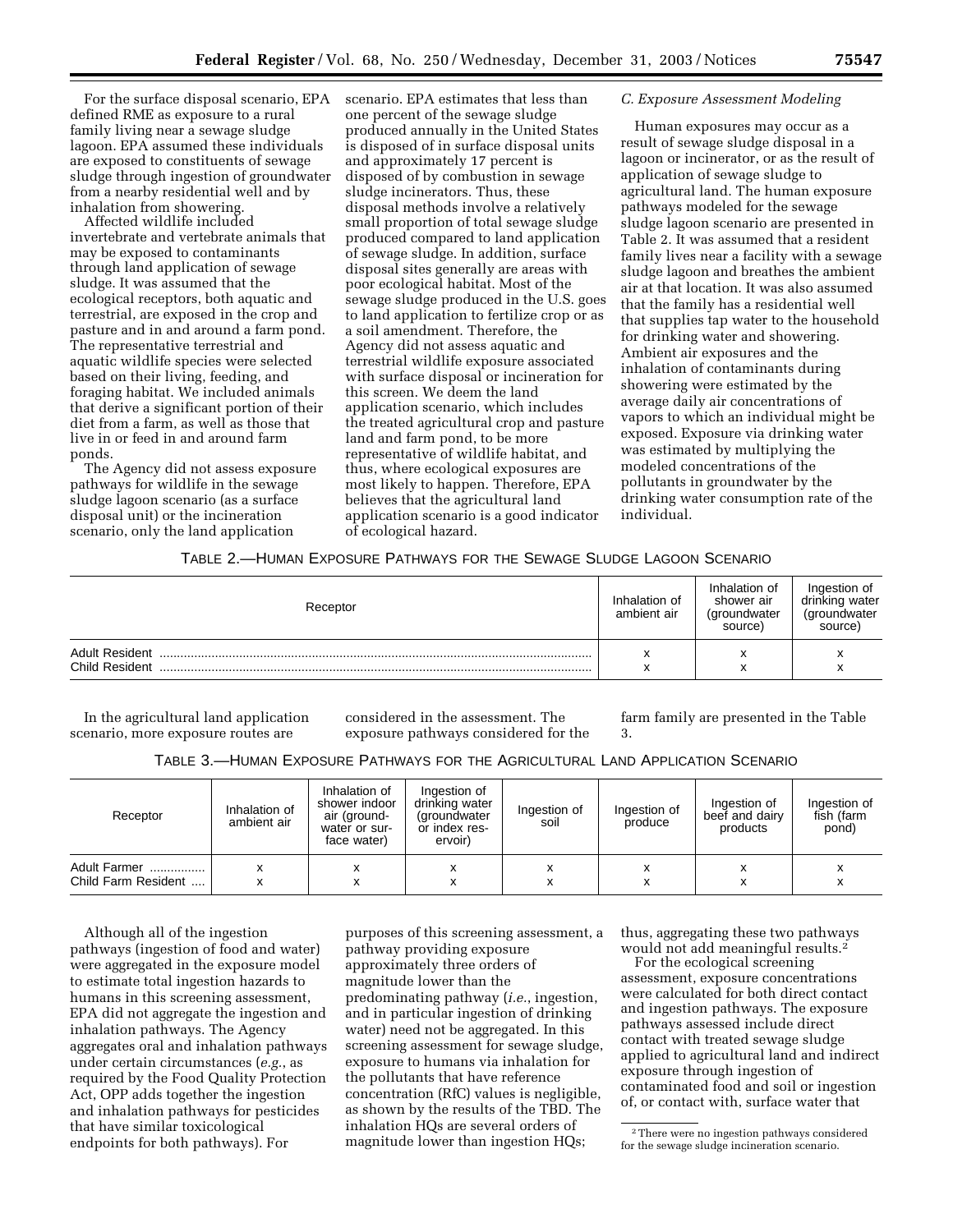For the surface disposal scenario, EPA defined RME as exposure to a rural family living near a sewage sludge lagoon. EPA assumed these individuals are exposed to constituents of sewage sludge through ingestion of groundwater from a nearby residential well and by inhalation from showering.

Affected wildlife included invertebrate and vertebrate animals that may be exposed to contaminants through land application of sewage sludge. It was assumed that the ecological receptors, both aquatic and terrestrial, are exposed in the crop and pasture and in and around a farm pond. The representative terrestrial and aquatic wildlife species were selected based on their living, feeding, and foraging habitat. We included animals that derive a significant portion of their diet from a farm, as well as those that live in or feed in and around farm ponds.

The Agency did not assess exposure pathways for wildlife in the sewage sludge lagoon scenario (as a surface disposal unit) or the incineration scenario, only the land application scenario. EPA estimates that less than one percent of the sewage sludge produced annually in the United States is disposed of in surface disposal units and approximately 17 percent is disposed of by combustion in sewage sludge incinerators. Thus, these disposal methods involve a relatively small proportion of total sewage sludge produced compared to land application of sewage sludge. In addition, surface disposal sites generally are areas with poor ecological habitat. Most of the sewage sludge produced in the U.S. goes to land application to fertilize crop or as a soil amendment. Therefore, the Agency did not assess aquatic and terrestrial wildlife exposure associated with surface disposal or incineration for this screen. We deem the land application scenario, which includes the treated agricultural crop and pasture land and farm pond, to be more representative of wildlife habitat, and thus, where ecological exposures are most likely to happen. Therefore, EPA believes that the agricultural land application scenario is a good indicator of ecological hazard.

*C. Exposure Assessment Modeling*

Human exposures may occur as a result of sewage sludge disposal in a lagoon or incinerator, or as the result of application of sewage sludge to agricultural land. The human exposure pathways modeled for the sewage sludge lagoon scenario are presented in Table 2. It was assumed that a resident family lives near a facility with a sewage sludge lagoon and breathes the ambient air at that location. It was also assumed that the family has a residential well that supplies tap water to the household for drinking water and showering. Ambient air exposures and the inhalation of contaminants during showering were estimated by the average daily air concentrations of vapors to which an individual might be exposed. Exposure via drinking water was estimated by multiplying the modeled concentrations of the pollutants in groundwater by the drinking water consumption rate of the individual.

TABLE 2.—HUMAN EXPOSURE PATHWAYS FOR THE SEWAGE SLUDGE LAGOON SCENARIO

| Receptor | Inhalation of ambient air | Inhalation of shower air (groundwater source) | Ingestion of drinking water (groundwater source) |
|---|---|---|---|
| Adult Resident | x | x | x |
| Child Resident | x | x | x |

In the agricultural land application scenario, more exposure routes are considered in the assessment. The exposure pathways considered for the farm family are presented in the Table 3.

TABLE 3.—HUMAN EXPOSURE PATHWAYS FOR THE AGRICULTURAL LAND APPLICATION SCENARIO

| Receptor | Inhalation of ambient air | Inhalation of shower indoor air (groundwater or surface water) | Ingestion of drinking water (groundwater or index reservoir) | Ingestion of soil | Ingestion of produce | Ingestion of beef and dairy products | Ingestion of fish (farm pond) |
|---|---|---|---|---|---|---|---|
| Adult Farmer | x | x | x | x | x | x | x |
| Child Farm Resident | x | x | x | x | x | x | x |

Although all of the ingestion pathways (ingestion of food and water) were aggregated in the exposure model to estimate total ingestion hazards to humans in this screening assessment, EPA did not aggregate the ingestion and inhalation pathways. The Agency aggregates oral and inhalation pathways under certain circumstances (*e.g.*, as required by the Food Quality Protection Act, OPP adds together the ingestion and inhalation pathways for pesticides that have similar toxicological endpoints for both pathways). For purposes of this screening assessment, a pathway providing exposure approximately three orders of magnitude lower than the predominating pathway (*i.e.*, ingestion, and in particular ingestion of drinking water) need not be aggregated. In this screening assessment for sewage sludge, exposure to humans via inhalation for the pollutants that have reference concentration (RfC) values is negligible, as shown by the results of the TBD. The inhalation HQs are several orders of magnitude lower than ingestion HQs; thus, aggregating these two pathways would not add meaningful results.[2]

For the ecological screening assessment, exposure concentrations were calculated for both direct contact and ingestion pathways. The exposure pathways assessed include direct contact with treated sewage sludge applied to agricultural land and indirect exposure through ingestion of contaminated food and soil or ingestion of, or contact with, surface water that

[2] There were no ingestion pathways considered for the sewage sludge incineration scenario.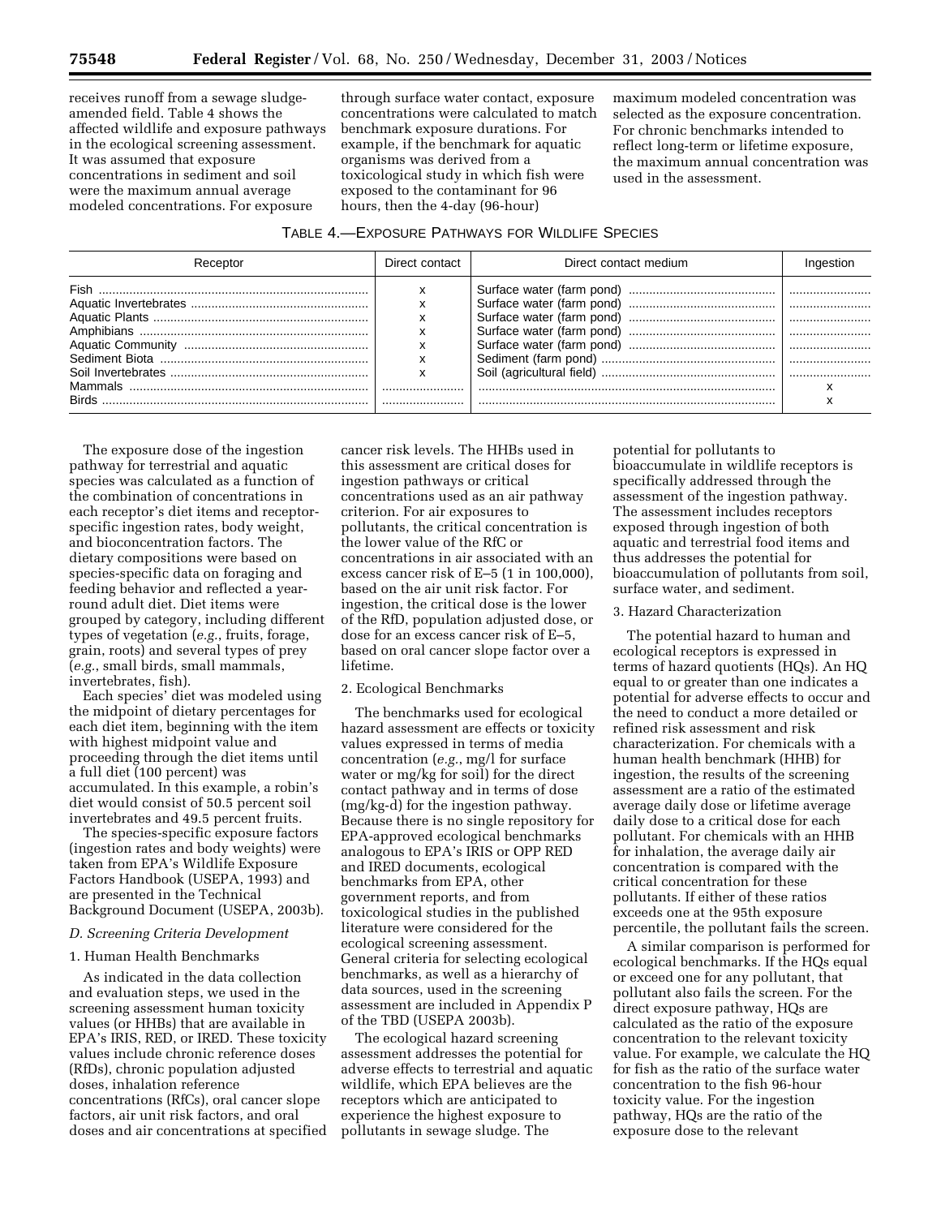receives runoff from a sewage sludge-amended field. Table 4 shows the affected wildlife and exposure pathways in the ecological screening assessment. It was assumed that exposure concentrations in sediment and soil were the maximum annual average modeled concentrations. For exposure through surface water contact, exposure concentrations were calculated to match benchmark exposure durations. For example, if the benchmark for aquatic organisms was derived from a toxicological study in which fish were exposed to the contaminant for 96 hours, then the 4-day (96-hour) maximum modeled concentration was selected as the exposure concentration. For chronic benchmarks intended to reflect long-term or lifetime exposure, the maximum annual concentration was used in the assessment.

TABLE 4.—EXPOSURE PATHWAYS FOR WILDLIFE SPECIES

| Receptor | Direct contact | Direct contact medium | Ingestion |
|---|---|---|---|
| Fish | x | Surface water (farm pond) | |
| Aquatic Invertebrates | x | Surface water (farm pond) | |
| Aquatic Plants | x | Surface water (farm pond) | |
| Amphibians | x | Surface water (farm pond) | |
| Aquatic Community | x | Surface water (farm pond) | |
| Sediment Biota | x | Sediment (farm pond) | |
| Soil Invertebrates | x | Soil (agricultural field) | |
| Mammals | | | x |
| Birds | | | x |

The exposure dose of the ingestion pathway for terrestrial and aquatic species was calculated as a function of the combination of concentrations in each receptor's diet items and receptor-specific ingestion rates, body weight, and bioconcentration factors. The dietary compositions were based on species-specific data on foraging and feeding behavior and reflected a year-round adult diet. Diet items were grouped by category, including different types of vegetation (*e.g.*, fruits, forage, grain, roots) and several types of prey (*e.g.*, small birds, small mammals, invertebrates, fish).

Each species' diet was modeled using the midpoint of dietary percentages for each diet item, beginning with the item with highest midpoint value and proceeding through the diet items until a full diet (100 percent) was accumulated. In this example, a robin's diet would consist of 50.5 percent soil invertebrates and 49.5 percent fruits.

The species-specific exposure factors (ingestion rates and body weights) were taken from EPA's Wildlife Exposure Factors Handbook (USEPA, 1993) and are presented in the Technical Background Document (USEPA, 2003b).

*D. Screening Criteria Development*

1. Human Health Benchmarks

As indicated in the data collection and evaluation steps, we used in the screening assessment human toxicity values (or HHBs) that are available in EPA's IRIS, RED, or IRED. These toxicity values include chronic reference doses (RfDs), chronic population adjusted doses, inhalation reference concentrations (RfCs), oral cancer slope factors, air unit risk factors, and oral doses and air concentrations at specified cancer risk levels. The HHBs used in this assessment are critical doses for ingestion pathways or critical concentrations used as an air pathway criterion. For air exposures to pollutants, the critical concentration is the lower value of the RfC or concentrations in air associated with an excess cancer risk of E–5 (1 in 100,000), based on the air unit risk factor. For ingestion, the critical dose is the lower of the RfD, population adjusted dose, or dose for an excess cancer risk of E–5, based on oral cancer slope factor over a lifetime.

2. Ecological Benchmarks

The benchmarks used for ecological hazard assessment are effects or toxicity values expressed in terms of media concentration (*e.g.*, mg/l for surface water or mg/kg for soil) for the direct contact pathway and in terms of dose (mg/kg-d) for the ingestion pathway. Because there is no single repository for EPA-approved ecological benchmarks analogous to EPA's IRIS or OPP RED and IRED documents, ecological benchmarks from EPA, other government reports, and from toxicological studies in the published literature were considered for the ecological screening assessment. General criteria for selecting ecological benchmarks, as well as a hierarchy of data sources, used in the screening assessment are included in Appendix P of the TBD (USEPA 2003b).

The ecological hazard screening assessment addresses the potential for adverse effects to terrestrial and aquatic wildlife, which EPA believes are the receptors which are anticipated to experience the highest exposure to pollutants in sewage sludge. The potential for pollutants to bioaccumulate in wildlife receptors is specifically addressed through the assessment of the ingestion pathway. The assessment includes receptors exposed through ingestion of both aquatic and terrestrial food items and thus addresses the potential for bioaccumulation of pollutants from soil, surface water, and sediment.

3. Hazard Characterization

The potential hazard to human and ecological receptors is expressed in terms of hazard quotients (HQs). An HQ equal to or greater than one indicates a potential for adverse effects to occur and the need to conduct a more detailed or refined risk assessment and risk characterization. For chemicals with a human health benchmark (HHB) for ingestion, the results of the screening assessment are a ratio of the estimated average daily dose or lifetime average daily dose to a critical dose for each pollutant. For chemicals with an HHB for inhalation, the average daily air concentration is compared with the critical concentration for these pollutants. If either of these ratios exceeds one at the 95th exposure percentile, the pollutant fails the screen.

A similar comparison is performed for ecological benchmarks. If the HQs equal or exceed one for any pollutant, that pollutant also fails the screen. For the direct exposure pathway, HQs are calculated as the ratio of the exposure concentration to the relevant toxicity value. For example, we calculate the HQ for fish as the ratio of the surface water concentration to the fish 96-hour toxicity value. For the ingestion pathway, HQs are the ratio of the exposure dose to the relevant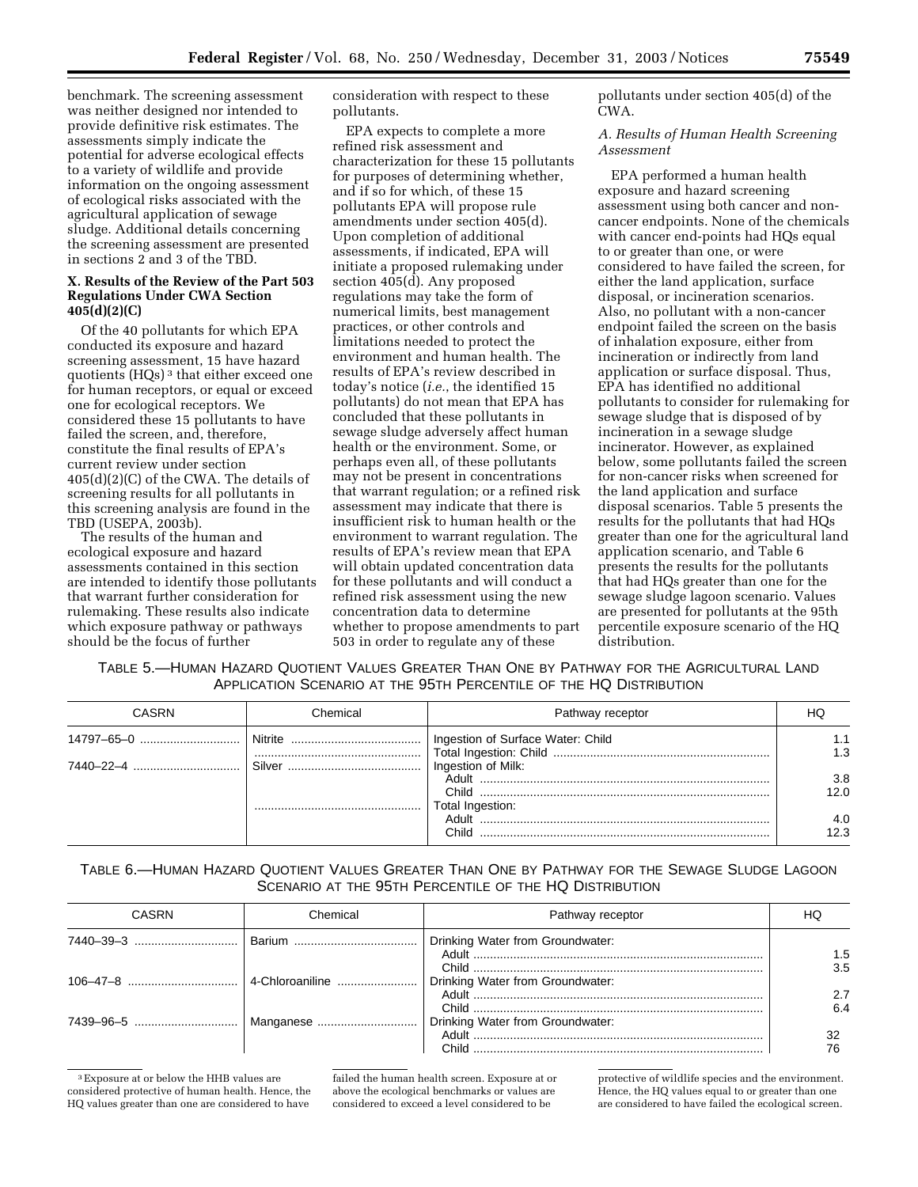benchmark. The screening assessment was neither designed nor intended to provide definitive risk estimates. The assessments simply indicate the potential for adverse ecological effects to a variety of wildlife and provide information on the ongoing assessment of ecological risks associated with the agricultural application of sewage sludge. Additional details concerning the screening assessment are presented in sections 2 and 3 of the TBD.

## X. Results of the Review of the Part 503 Regulations Under CWA Section 405(d)(2)(C)

Of the 40 pollutants for which EPA conducted its exposure and hazard screening assessment, 15 have hazard quotients (HQs)[3] that either exceed one for human receptors, or equal or exceed one for ecological receptors. We considered these 15 pollutants to have failed the screen, and, therefore, constitute the final results of EPA's current review under section 405(d)(2)(C) of the CWA. The details of screening results for all pollutants in this screening analysis are found in the TBD (USEPA, 2003b).

The results of the human and ecological exposure and hazard assessments contained in this section are intended to identify those pollutants that warrant further consideration for rulemaking. These results also indicate which exposure pathway or pathways should be the focus of further consideration with respect to these pollutants.

EPA expects to complete a more refined risk assessment and characterization for these 15 pollutants for purposes of determining whether, and if so for which, of these 15 pollutants EPA will propose rule amendments under section 405(d). Upon completion of additional assessments, if indicated, EPA will initiate a proposed rulemaking under section 405(d). Any proposed regulations may take the form of numerical limits, best management practices, or other controls and limitations needed to protect the environment and human health. The results of EPA's review described in today's notice (*i.e.*, the identified 15 pollutants) do not mean that EPA has concluded that these pollutants in sewage sludge adversely affect human health or the environment. Some, or perhaps even all, of these pollutants may not be present in concentrations that warrant regulation; or a refined risk assessment may indicate that there is insufficient risk to human health or the environment to warrant regulation. The results of EPA's review mean that EPA will obtain updated concentration data for these pollutants and will conduct a refined risk assessment using the new concentration data to determine whether to propose amendments to part 503 in order to regulate any of these pollutants under section 405(d) of the CWA.

### *A. Results of Human Health Screening Assessment*

EPA performed a human health exposure and hazard screening assessment using both cancer and non-cancer endpoints. None of the chemicals with cancer end-points had HQs equal to or greater than one, or were considered to have failed the screen, for either the land application, surface disposal, or incineration scenarios. Also, no pollutant with a non-cancer endpoint failed the screen on the basis of inhalation exposure, either from incineration or indirectly from land application or surface disposal. Thus, EPA has identified no additional pollutants to consider for rulemaking for sewage sludge that is disposed of by incineration in a sewage sludge incinerator. However, as explained below, some pollutants failed the screen for non-cancer risks when screened for the land application and surface disposal scenarios. Table 5 presents the results for the pollutants that had HQs greater than one for the agricultural land application scenario, and Table 6 presents the results for the pollutants that had HQs greater than one for the sewage sludge lagoon scenario. Values are presented for pollutants at the 95th percentile exposure scenario of the HQ distribution.

TABLE 5.—HUMAN HAZARD QUOTIENT VALUES GREATER THAN ONE BY PATHWAY FOR THE AGRICULTURAL LAND APPLICATION SCENARIO AT THE 95TH PERCENTILE OF THE HQ DISTRIBUTION

| CASRN | Chemical | Pathway receptor | HQ |
|---|---|---|---|
| 14797–65–0 | Nitrite | Ingestion of Surface Water: Child | 1.1 |
| | | Total Ingestion: Child | 1.3 |
| 7440–22–4 | Silver | Ingestion of Milk: | |
| | | Adult | 3.8 |
| | | Child | 12.0 |
| | | Total Ingestion: | |
| | | Adult | 4.0 |
| | | Child | 12.3 |

TABLE 6.—HUMAN HAZARD QUOTIENT VALUES GREATER THAN ONE BY PATHWAY FOR THE SEWAGE SLUDGE LAGOON SCENARIO AT THE 95TH PERCENTILE OF THE HQ DISTRIBUTION

| CASRN | Chemical | Pathway receptor | HQ |
|---|---|---|---|
| 7440–39–3 | Barium | Drinking Water from Groundwater: | |
| | | Adult | 1.5 |
| | | Child | 3.5 |
| 106–47–8 | 4-Chloroaniline | Drinking Water from Groundwater: | |
| | | Adult | 2.7 |
| | | Child | 6.4 |
| 7439–96–5 | Manganese | Drinking Water from Groundwater: | |
| | | Adult | 32 |
| | | Child | 76 |

[3] Exposure at or below the HHB values are considered protective of human health. Hence, the HQ values greater than one are considered to have failed the human health screen. Exposure at or above the ecological benchmarks or values are considered to exceed a level considered to be protective of wildlife species and the environment. Hence, the HQ values equal to or greater than one are considered to have failed the ecological screen.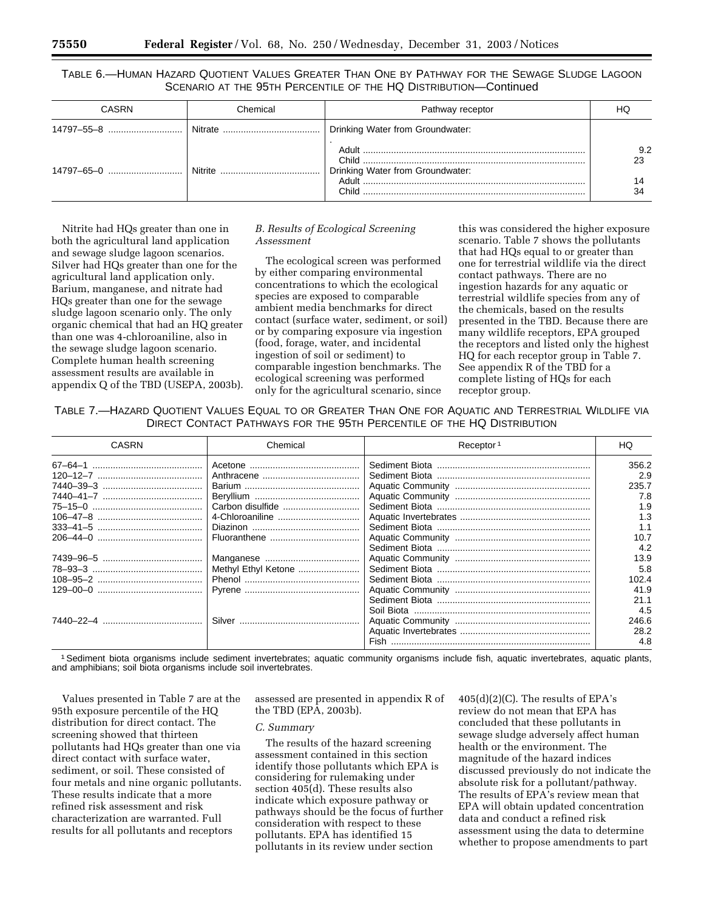TABLE 6.—HUMAN HAZARD QUOTIENT VALUES GREATER THAN ONE BY PATHWAY FOR THE SEWAGE SLUDGE LAGOON SCENARIO AT THE 95TH PERCENTILE OF THE HQ DISTRIBUTION—Continued

| CASRN | Chemical | Pathway receptor | HQ |
| --- | --- | --- | --- |
| 14797–55–8 | Nitrate | Drinking Water from Groundwater: | |
| | | Adult | 9.2 |
| | | Child | 23 |
| 14797–65–0 | Nitrite | Drinking Water from Groundwater: | |
| | | Adult | 14 |
| | | Child | 34 |

Nitrite had HQs greater than one in both the agricultural land application and sewage sludge lagoon scenarios. Silver had HQs greater than one for the agricultural land application only. Barium, manganese, and nitrate had HQs greater than one for the sewage sludge lagoon scenario only. The only organic chemical that had an HQ greater than one was 4-chloroaniline, also in the sewage sludge lagoon scenario. Complete human health screening assessment results are available in appendix Q of the TBD (USEPA, 2003b).

### *B. Results of Ecological Screening Assessment*

The ecological screen was performed by either comparing environmental concentrations to which the ecological species are exposed to comparable ambient media benchmarks for direct contact (surface water, sediment, or soil) or by comparing exposure via ingestion (food, forage, water, and incidental ingestion of soil or sediment) to comparable ingestion benchmarks. The ecological screening was performed only for the agricultural scenario, since this was considered the higher exposure scenario. Table 7 shows the pollutants that had HQs equal to or greater than one for terrestrial wildlife via the direct contact pathways. There are no ingestion hazards for any aquatic or terrestrial wildlife species from any of the chemicals, based on the results presented in the TBD. Because there are many wildlife receptors, EPA grouped the receptors and listed only the highest HQ for each receptor group in Table 7. See appendix R of the TBD for a complete listing of HQs for each receptor group.

TABLE 7.—HAZARD QUOTIENT VALUES EQUAL TO OR GREATER THAN ONE FOR AQUATIC AND TERRESTRIAL WILDLIFE VIA DIRECT CONTACT PATHWAYS FOR THE 95TH PERCENTILE OF THE HQ DISTRIBUTION

| CASRN | Chemical | Receptor [1] | HQ |
| --- | --- | --- | --- |
| 67–64–1 | Acetone | Sediment Biota | 356.2 |
| 120–12–7 | Anthracene | Sediment Biota | 2.9 |
| 7440–39–3 | Barium | Aquatic Community | 235.7 |
| 7440–41–7 | Beryllium | Aquatic Community | 7.8 |
| 75–15–0 | Carbon disulfide | Sediment Biota | 1.9 |
| 106–47–8 | 4-Chloroaniline | Aquatic Invertebrates | 1.3 |
| 333–41–5 | Diazinon | Sediment Biota | 1.1 |
| 206–44–0 | Fluoranthene | Aquatic Community | 10.7 |
| | | Sediment Biota | 4.2 |
| 7439–96–5 | Manganese | Aquatic Community | 13.9 |
| 78–93–3 | Methyl Ethyl Ketone | Sediment Biota | 5.8 |
| 108–95–2 | Phenol | Sediment Biota | 102.4 |
| 129–00–0 | Pyrene | Aquatic Community | 41.9 |
| | | Sediment Biota | 21.1 |
| | | Soil Biota | 4.5 |
| 7440–22–4 | Silver | Aquatic Community | 246.6 |
| | | Aquatic Invertebrates | 28.2 |
| | | Fish | 4.8 |

[1] Sediment biota organisms include sediment invertebrates; aquatic community organisms include fish, aquatic invertebrates, aquatic plants, and amphibians; soil biota organisms include soil invertebrates.

Values presented in Table 7 are at the 95th exposure percentile of the HQ distribution for direct contact. The screening showed that thirteen pollutants had HQs greater than one via direct contact with surface water, sediment, or soil. These consisted of four metals and nine organic pollutants. These results indicate that a more refined risk assessment and risk characterization are warranted. Full results for all pollutants and receptors assessed are presented in appendix R of the TBD (EPA, 2003b).

### *C. Summary*

The results of the hazard screening assessment contained in this section identify those pollutants which EPA is considering for rulemaking under section 405(d). These results also indicate which exposure pathway or pathways should be the focus of further consideration with respect to these pollutants. EPA has identified 15 pollutants in its review under section 405(d)(2)(C). The results of EPA's review do not mean that EPA has concluded that these pollutants in sewage sludge adversely affect human health or the environment. The magnitude of the hazard indices discussed previously do not indicate the absolute risk for a pollutant/pathway. The results of EPA's review mean that EPA will obtain updated concentration data and conduct a refined risk assessment using the data to determine whether to propose amendments to part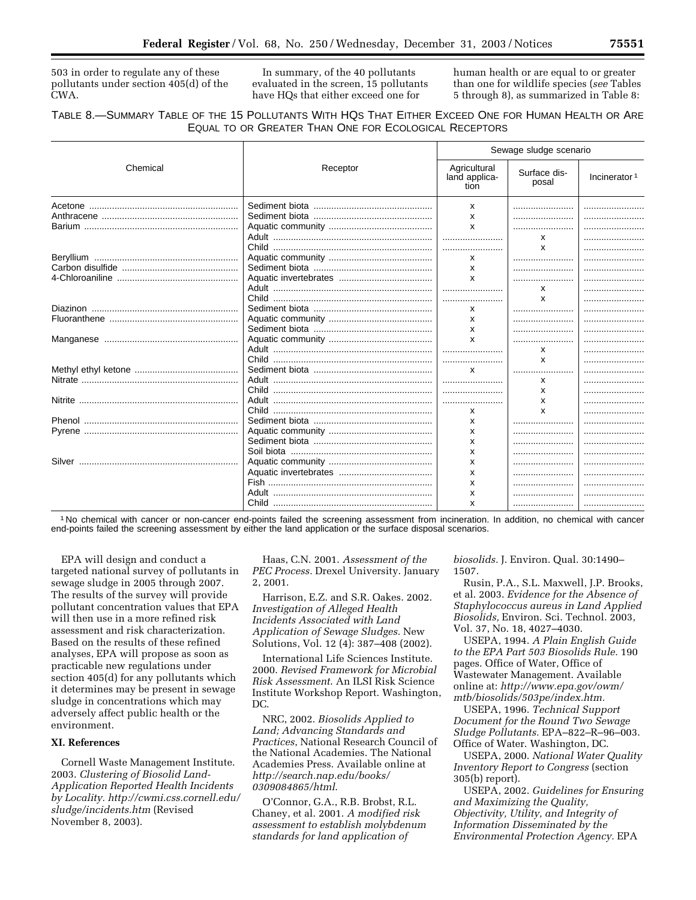503 in order to regulate any of these pollutants under section 405(d) of the CWA.

In summary, of the 40 pollutants evaluated in the screen, 15 pollutants have HQs that either exceed one for human health or are equal to or greater than one for wildlife species (*see* Tables 5 through 8), as summarized in Table 8:

TABLE 8.—SUMMARY TABLE OF THE 15 POLLUTANTS WITH HQS THAT EITHER EXCEED ONE FOR HUMAN HEALTH OR ARE EQUAL TO OR GREATER THAN ONE FOR ECOLOGICAL RECEPTORS

| Chemical | Receptor | Sewage sludge scenario | | |
|---|---|---|---|---|
| | | Agricultural land application | Surface disposal | Incinerator [1] |
| Acetone | Sediment biota | x | | |
| Anthracene | Sediment biota | x | | |
| Barium | Aquatic community | x | | |
| | Adult | | x | |
| | Child | | x | |
| Beryllium | Aquatic community | x | | |
| Carbon disulfide | Sediment biota | x | | |
| 4-Chloroaniline | Aquatic invertebrates | x | | |
| | Adult | | x | |
| | Child | | x | |
| Diazinon | Sediment biota | x | | |
| Fluoranthene | Aquatic community | x | | |
| | Sediment biota | x | | |
| Manganese | Aquatic community | x | | |
| | Adult | | x | |
| | Child | | x | |
| Methyl ethyl ketone | Sediment biota | x | | |
| Nitrate | Adult | | x | |
| | Child | | x | |
| Nitrite | Adult | | x | |
| | Child | x | x | |
| Phenol | Sediment biota | x | | |
| Pyrene | Aquatic community | x | | |
| | Sediment biota | x | | |
| | Soil biota | x | | |
| Silver | Aquatic community | x | | |
| | Aquatic invertebrates | x | | |
| | Fish | x | | |
| | Adult | x | | |
| | Child | x | | |

[1] No chemical with cancer or non-cancer end-points failed the screening assessment from incineration. In addition, no chemical with cancer end-points failed the screening assessment by either the land application or the surface disposal scenarios.

EPA will design and conduct a targeted national survey of pollutants in sewage sludge in 2005 through 2007. The results of the survey will provide pollutant concentration values that EPA will then use in a more refined risk assessment and risk characterization. Based on the results of these refined analyses, EPA will propose as soon as practicable new regulations under section 405(d) for any pollutants which it determines may be present in sewage sludge in concentrations which may adversely affect public health or the environment.

## XI. References

Cornell Waste Management Institute. 2003. *Clustering of Biosolid Land-Application Reported Health Incidents by Locality. http://cwmi.css.cornell.edu/sludge/incidents.htm* (Revised November 8, 2003).

Haas, C.N. 2001. *Assessment of the PEC Process.* Drexel University. January 2, 2001.

Harrison, E.Z. and S.R. Oakes. 2002. *Investigation of Alleged Health Incidents Associated with Land Application of Sewage Sludges.* New Solutions, Vol. 12 (4): 387–408 (2002).

International Life Sciences Institute. 2000. *Revised Framework for Microbial Risk Assessment.* An ILSI Risk Science Institute Workshop Report. Washington, DC.

NRC, 2002. *Biosolids Applied to Land; Advancing Standards and Practices*, National Research Council of the National Academies. The National Academies Press. Available online at *http://search.nap.edu/books/0309084865/html.*

O'Connor, G.A., R.B. Brobst, R.L. Chaney, et al. 2001. *A modified risk assessment to establish molybdenum standards for land application of biosolids.* J. Environ. Qual. 30:1490–1507.

Rusin, P.A., S.L. Maxwell, J.P. Brooks, et al. 2003. *Evidence for the Absence of Staphylococcus aureus in Land Applied Biosolids,* Environ. Sci. Technol. 2003, Vol. 37, No. 18, 4027–4030.

USEPA, 1994. *A Plain English Guide to the EPA Part 503 Biosolids Rule.* 190 pages. Office of Water, Office of Wastewater Management. Available online at: *http://www.epa.gov/owm/mtb/biosolids/503pe/index.htm.*

USEPA, 1996. *Technical Support Document for the Round Two Sewage Sludge Pollutants.* EPA–822–R–96–003. Office of Water. Washington, DC.

USEPA, 2000. *National Water Quality Inventory Report to Congress* (section 305(b) report).

USEPA, 2002. *Guidelines for Ensuring and Maximizing the Quality, Objectivity, Utility, and Integrity of Information Disseminated by the Environmental Protection Agency.* EPA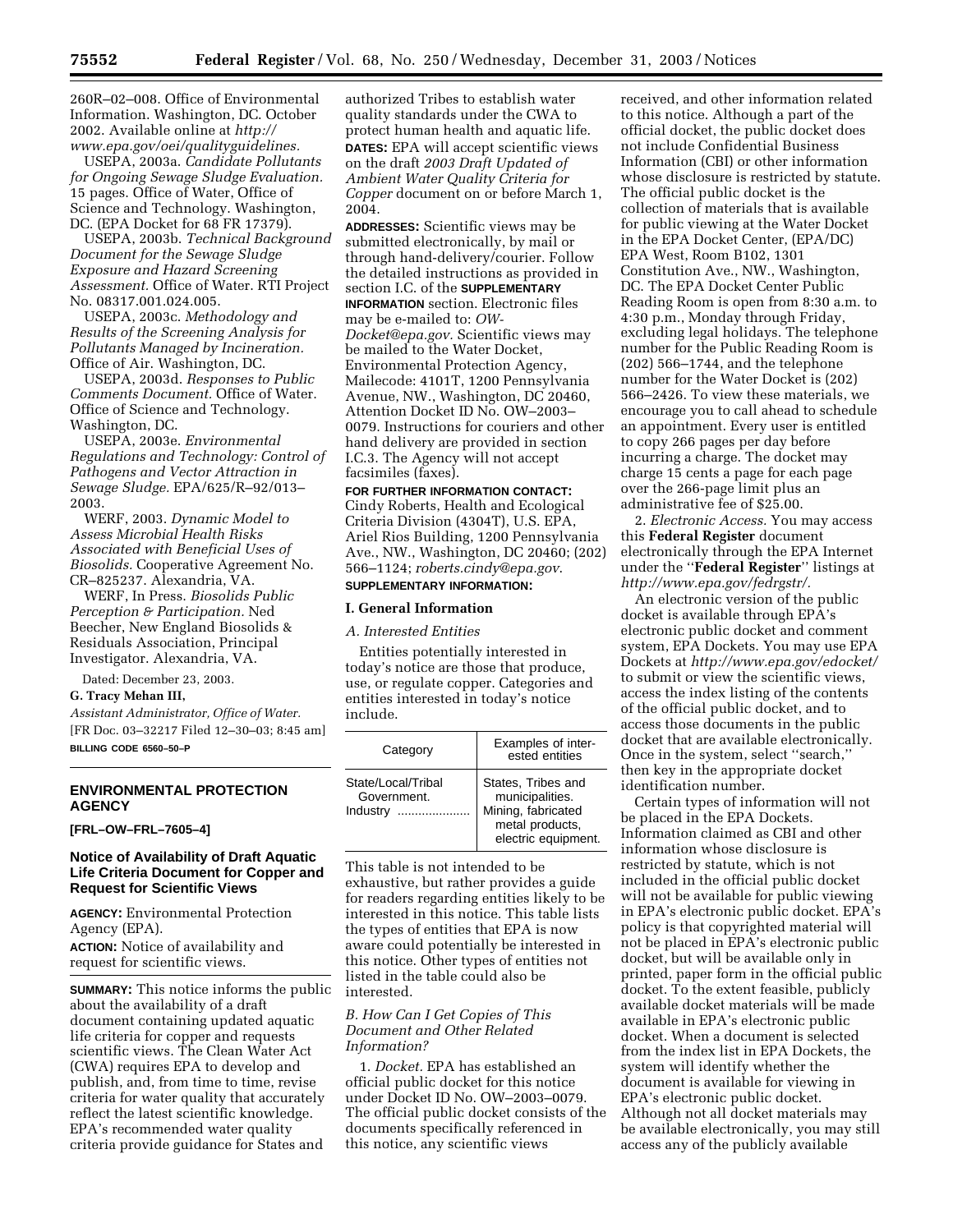260R–02–008. Office of Environmental Information. Washington, DC. October 2002. Available online at *http://www.epa.gov/oei/qualityguidelines.*

USEPA, 2003a. *Candidate Pollutants for Ongoing Sewage Sludge Evaluation.* 15 pages. Office of Water, Office of Science and Technology. Washington, DC. (EPA Docket for 68 FR 17379).

USEPA, 2003b. *Technical Background Document for the Sewage Sludge Exposure and Hazard Screening Assessment.* Office of Water. RTI Project No. 08317.001.024.005.

USEPA, 2003c. *Methodology and Results of the Screening Analysis for Pollutants Managed by Incineration.* Office of Air. Washington, DC.

USEPA, 2003d. *Responses to Public Comments Document.* Office of Water. Office of Science and Technology. Washington, DC.

USEPA, 2003e. *Environmental Regulations and Technology: Control of Pathogens and Vector Attraction in Sewage Sludge.* EPA/625/R–92/013–2003.

WERF, 2003. *Dynamic Model to Assess Microbial Health Risks Associated with Beneficial Uses of Biosolids.* Cooperative Agreement No. CR–825237. Alexandria, VA.

WERF, In Press. *Biosolids Public Perception & Participation.* Ned Beecher, New England Biosolids & Residuals Association, Principal Investigator. Alexandria, VA.

Dated: December 23, 2003.

**G. Tracy Mehan III,**

*Assistant Administrator, Office of Water.*

[FR Doc. 03–32217 Filed 12–30–03; 8:45 am]

**BILLING CODE 6560–50–P**

---

## ENVIRONMENTAL PROTECTION AGENCY

**[FRL–OW–FRL–7605–4]**

### Notice of Availability of Draft Aquatic Life Criteria Document for Copper and Request for Scientific Views

**AGENCY:** Environmental Protection Agency (EPA).

**ACTION:** Notice of availability and request for scientific views.

**SUMMARY:** This notice informs the public about the availability of a draft document containing updated aquatic life criteria for copper and requests scientific views. The Clean Water Act (CWA) requires EPA to develop and publish, and, from time to time, revise criteria for water quality that accurately reflect the latest scientific knowledge. EPA's recommended water quality criteria provide guidance for States and authorized Tribes to establish water quality standards under the CWA to protect human health and aquatic life.

**DATES:** EPA will accept scientific views on the draft *2003 Draft Updated of Ambient Water Quality Criteria for Copper* document on or before March 1, 2004.

**ADDRESSES:** Scientific views may be submitted electronically, by mail or through hand-delivery/courier. Follow the detailed instructions as provided in section I.C. of the **SUPPLEMENTARY INFORMATION** section. Electronic files may be e-mailed to: *OW-Docket@epa.gov.* Scientific views may be mailed to the Water Docket, Environmental Protection Agency, Mailecode: 4101T, 1200 Pennsylvania Avenue, NW., Washington, DC 20460, Attention Docket ID No. OW–2003–0079. Instructions for couriers and other hand delivery are provided in section I.C.3. The Agency will not accept facsimiles (faxes).

**FOR FURTHER INFORMATION CONTACT:** Cindy Roberts, Health and Ecological Criteria Division (4304T), U.S. EPA, Ariel Rios Building, 1200 Pennsylvania Ave., NW., Washington, DC 20460; (202) 566–1124; *roberts.cindy@epa.gov.*

**SUPPLEMENTARY INFORMATION:**

### I. General Information

*A. Interested Entities*

Entities potentially interested in today's notice are those that produce, use, or regulate copper. Categories and entities interested in today's notice include.

| Category | Examples of interested entities |
|---|---|
| State/Local/Tribal Government. | States, Tribes and municipalities. |
| Industry ..................... | Mining, fabricated metal products, electric equipment. |

This table is not intended to be exhaustive, but rather provides a guide for readers regarding entities likely to be interested in this notice. This table lists the types of entities that EPA is now aware could potentially be interested in this notice. Other types of entities not listed in the table could also be interested.

*B. How Can I Get Copies of This Document and Other Related Information?*

1. *Docket.* EPA has established an official public docket for this notice under Docket ID No. OW–2003–0079. The official public docket consists of the documents specifically referenced in this notice, any scientific views received, and other information related to this notice. Although a part of the official docket, the public docket does not include Confidential Business Information (CBI) or other information whose disclosure is restricted by statute. The official public docket is the collection of materials that is available for public viewing at the Water Docket in the EPA Docket Center, (EPA/DC) EPA West, Room B102, 1301 Constitution Ave., NW., Washington, DC. The EPA Docket Center Public Reading Room is open from 8:30 a.m. to 4:30 p.m., Monday through Friday, excluding legal holidays. The telephone number for the Public Reading Room is (202) 566–1744, and the telephone number for the Water Docket is (202) 566–2426. To view these materials, we encourage you to call ahead to schedule an appointment. Every user is entitled to copy 266 pages per day before incurring a charge. The docket may charge 15 cents a page for each page over the 266-page limit plus an administrative fee of $25.00.

2. *Electronic Access.* You may access this **Federal Register** document electronically through the EPA Internet under the "**Federal Register**" listings at *http://www.epa.gov/fedrgstr/.*

An electronic version of the public docket is available through EPA's electronic public docket and comment system, EPA Dockets. You may use EPA Dockets at *http://www.epa.gov/edocket/* to submit or view the scientific views, access the index listing of the contents of the official public docket, and to access those documents in the public docket that are available electronically. Once in the system, select "search," then key in the appropriate docket identification number.

Certain types of information will not be placed in the EPA Dockets. Information claimed as CBI and other information whose disclosure is restricted by statute, which is not included in the official public docket will not be available for public viewing in EPA's electronic public docket. EPA's policy is that copyrighted material will not be placed in EPA's electronic public docket, but will be available only in printed, paper form in the official public docket. To the extent feasible, publicly available docket materials will be made available in EPA's electronic public docket. When a document is selected from the index list in EPA Dockets, the system will identify whether the document is available for viewing in EPA's electronic public docket. Although not all docket materials may be available electronically, you may still access any of the publicly available